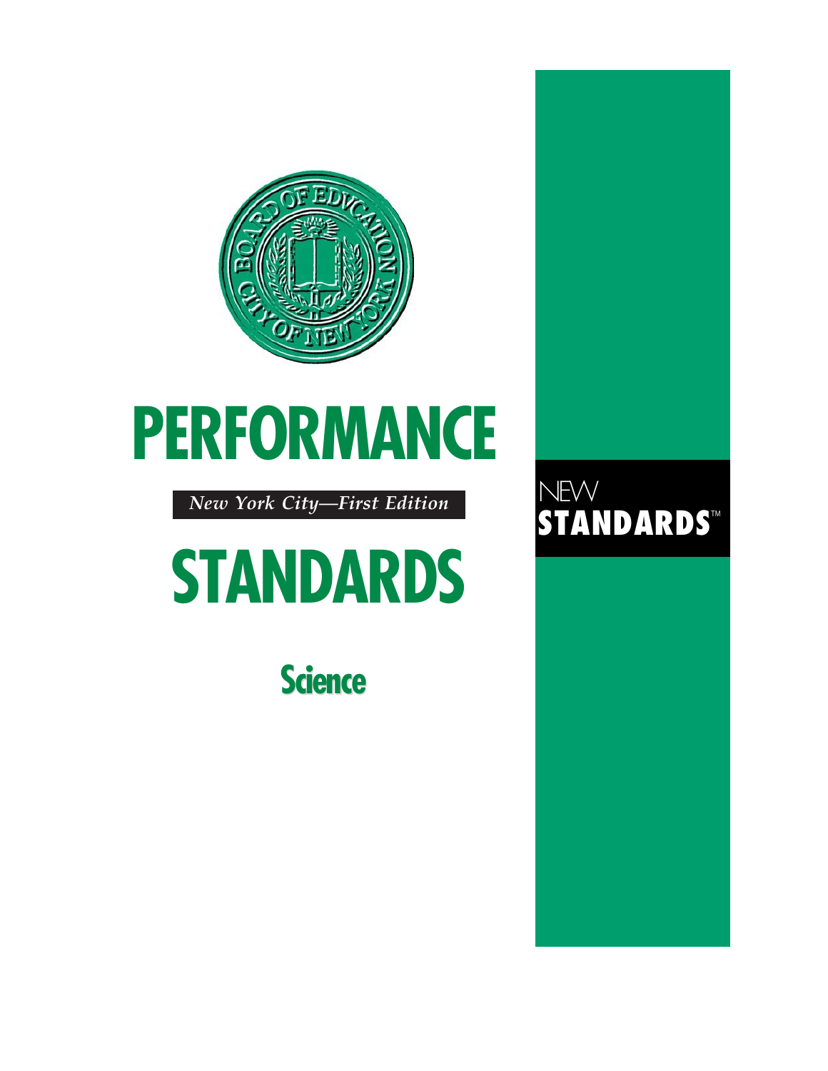# PERFORMANCE

*New York City—First Edition*

# STANDARDS

## Science

NEW
**STANDARDS**™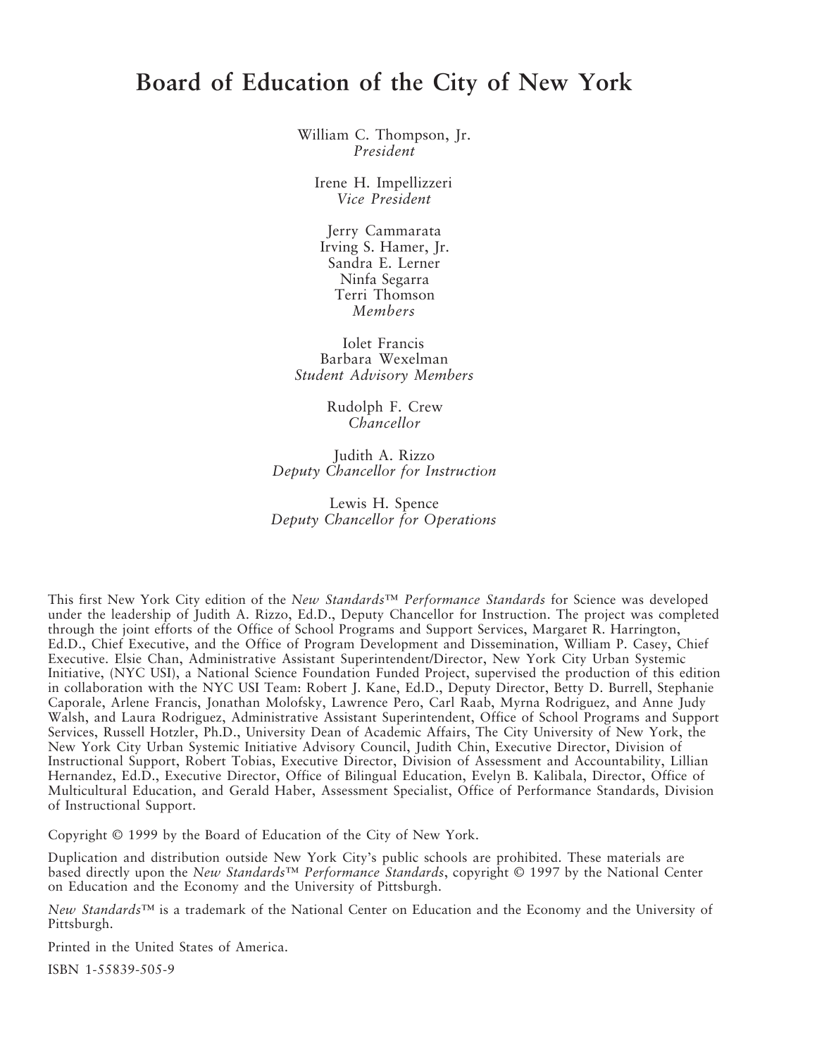# Board of Education of the City of New York

William C. Thompson, Jr.
*President*

Irene H. Impellizzeri
*Vice President*

Jerry Cammarata
Irving S. Hamer, Jr.
Sandra E. Lerner
Ninfa Segarra
Terri Thomson
*Members*

Iolet Francis
Barbara Wexelman
*Student Advisory Members*

Rudolph F. Crew
*Chancellor*

Judith A. Rizzo
*Deputy Chancellor for Instruction*

Lewis H. Spence
*Deputy Chancellor for Operations*

This first New York City edition of the *New Standards™ Performance Standards* for Science was developed under the leadership of Judith A. Rizzo, Ed.D., Deputy Chancellor for Instruction. The project was completed through the joint efforts of the Office of School Programs and Support Services, Margaret R. Harrington, Ed.D., Chief Executive, and the Office of Program Development and Dissemination, William P. Casey, Chief Executive. Elsie Chan, Administrative Assistant Superintendent/Director, New York City Urban Systemic Initiative, (NYC USI), a National Science Foundation Funded Project, supervised the production of this edition in collaboration with the NYC USI Team: Robert J. Kane, Ed.D., Deputy Director, Betty D. Burrell, Stephanie Caporale, Arlene Francis, Jonathan Molofsky, Lawrence Pero, Carl Raab, Myrna Rodriguez, and Anne Judy Walsh, and Laura Rodriguez, Administrative Assistant Superintendent, Office of School Programs and Support Services, Russell Hotzler, Ph.D., University Dean of Academic Affairs, The City University of New York, the New York City Urban Systemic Initiative Advisory Council, Judith Chin, Executive Director, Division of Instructional Support, Robert Tobias, Executive Director, Division of Assessment and Accountability, Lillian Hernandez, Ed.D., Executive Director, Office of Bilingual Education, Evelyn B. Kalibala, Director, Office of Multicultural Education, and Gerald Haber, Assessment Specialist, Office of Performance Standards, Division of Instructional Support.

Copyright © 1999 by the Board of Education of the City of New York.

Duplication and distribution outside New York City's public schools are prohibited. These materials are based directly upon the *New Standards™ Performance Standards*, copyright © 1997 by the National Center on Education and the Economy and the University of Pittsburgh.

*New Standards™* is a trademark of the National Center on Education and the Economy and the University of Pittsburgh.

Printed in the United States of America.

ISBN 1-55839-505-9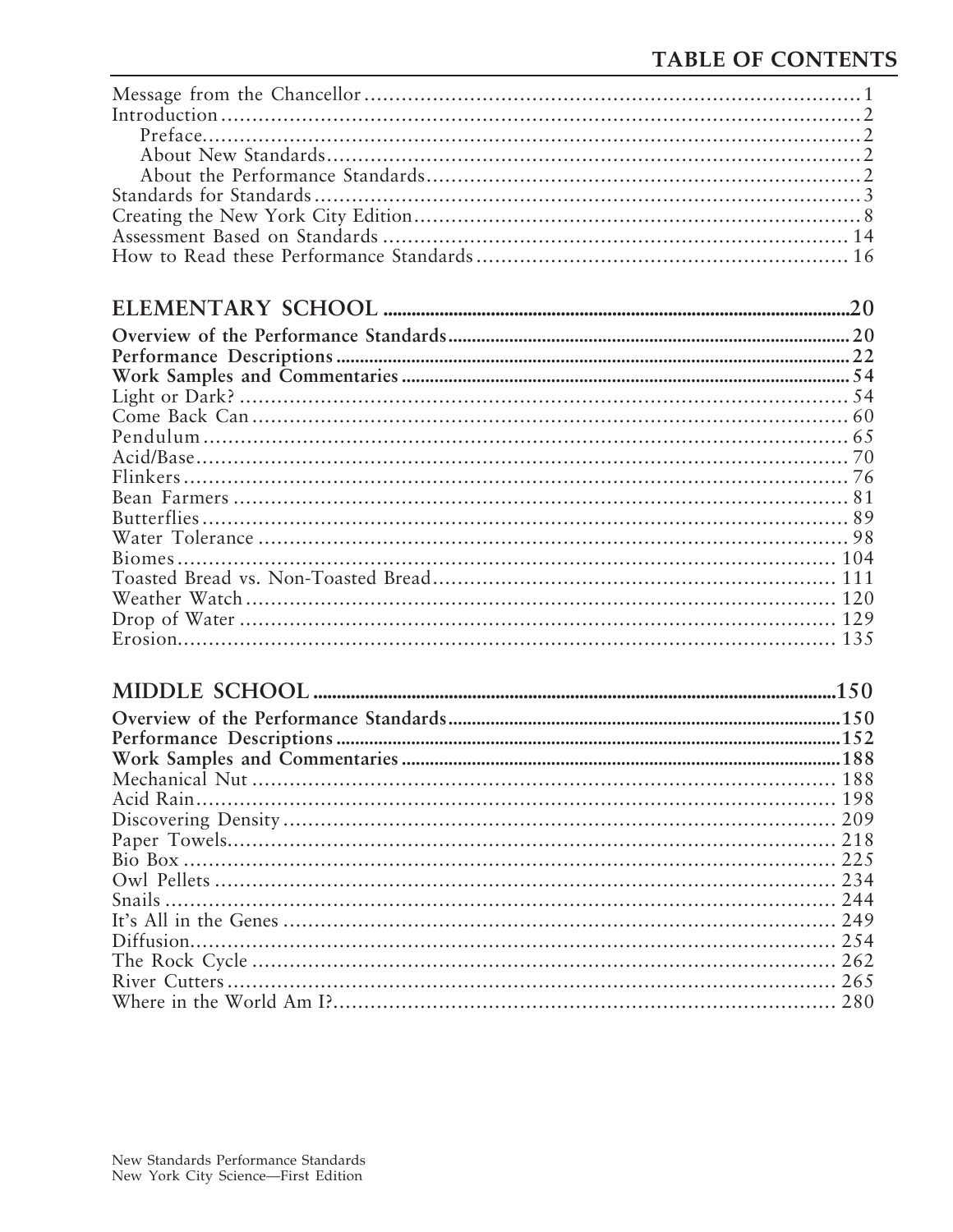# TABLE OF CONTENTS

Message from the Chancellor ........................................................................ 1
Introduction ........................................................................................ 2
  Preface ........................................................................................... 2
  About New Standards ............................................................................. 2
  About the Performance Standards ................................................................. 2
Standards for Standards ............................................................................ 3
Creating the New York City Edition ................................................................ 8
Assessment Based on Standards ..................................................................... 14
How to Read these Performance Standards ........................................................... 16

## ELEMENTARY SCHOOL ................................................................................ 20

**Overview of the Performance Standards** .......................................................... 20
**Performance Descriptions** ........................................................................ 22
**Work Samples and Commentaries** .................................................................. 54
Light or Dark? ..................................................................................... 54
Come Back Can ...................................................................................... 60
Pendulum ........................................................................................... 65
Acid/Base .......................................................................................... 70
Flinkers ........................................................................................... 76
Bean Farmers ....................................................................................... 81
Butterflies ........................................................................................ 89
Water Tolerance .................................................................................... 98
Biomes ............................................................................................. 104
Toasted Bread vs. Non-Toasted Bread ................................................................ 111
Weather Watch ...................................................................................... 120
Drop of Water ...................................................................................... 129
Erosion ............................................................................................ 135

## MIDDLE SCHOOL .................................................................................... 150

**Overview of the Performance Standards** .......................................................... 150
**Performance Descriptions** ........................................................................ 152
**Work Samples and Commentaries** .................................................................. 188
Mechanical Nut ..................................................................................... 188
Acid Rain .......................................................................................... 198
Discovering Density ................................................................................ 209
Paper Towels ....................................................................................... 218
Bio Box ............................................................................................ 225
Owl Pellets ........................................................................................ 234
Snails ............................................................................................. 244
It's All in the Genes .............................................................................. 249
Diffusion .......................................................................................... 254
The Rock Cycle ..................................................................................... 262
River Cutters ...................................................................................... 265
Where in the World Am I? ........................................................................... 280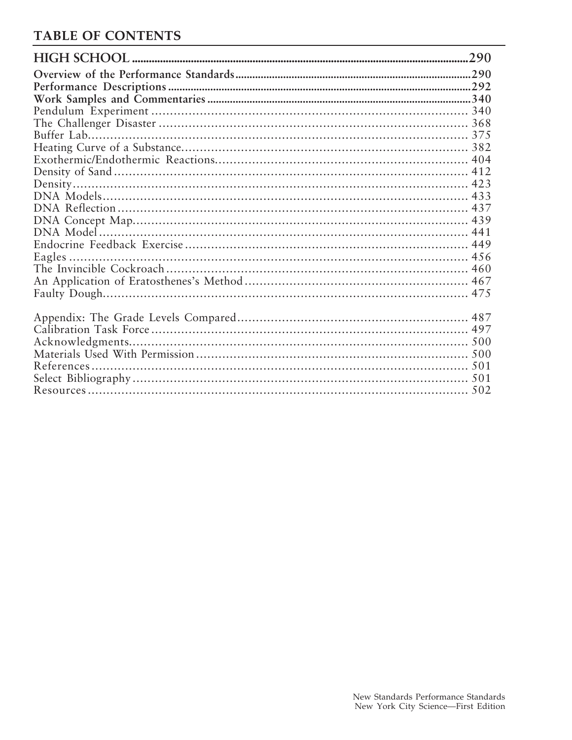## TABLE OF CONTENTS

**HIGH SCHOOL** .....290

**Overview of the Performance Standards** .....290

**Performance Descriptions** .....292

**Work Samples and Commentaries** .....340

Pendulum Experiment ..... 340

The Challenger Disaster ..... 368

Buffer Lab..... 375

Heating Curve of a Substance..... 382

Exothermic/Endothermic Reactions..... 404

Density of Sand ..... 412

Density..... 423

DNA Models..... 433

DNA Reflection ..... 437

DNA Concept Map..... 439

DNA Model ..... 441

Endocrine Feedback Exercise ..... 449

Eagles ..... 456

The Invincible Cockroach ..... 460

An Application of Eratosthenes's Method ..... 467

Faulty Dough..... 475

Appendix: The Grade Levels Compared..... 487

Calibration Task Force ..... 497

Acknowledgments..... 500

Materials Used With Permission ..... 500

References ..... 501

Select Bibliography ..... 501

Resources ..... 502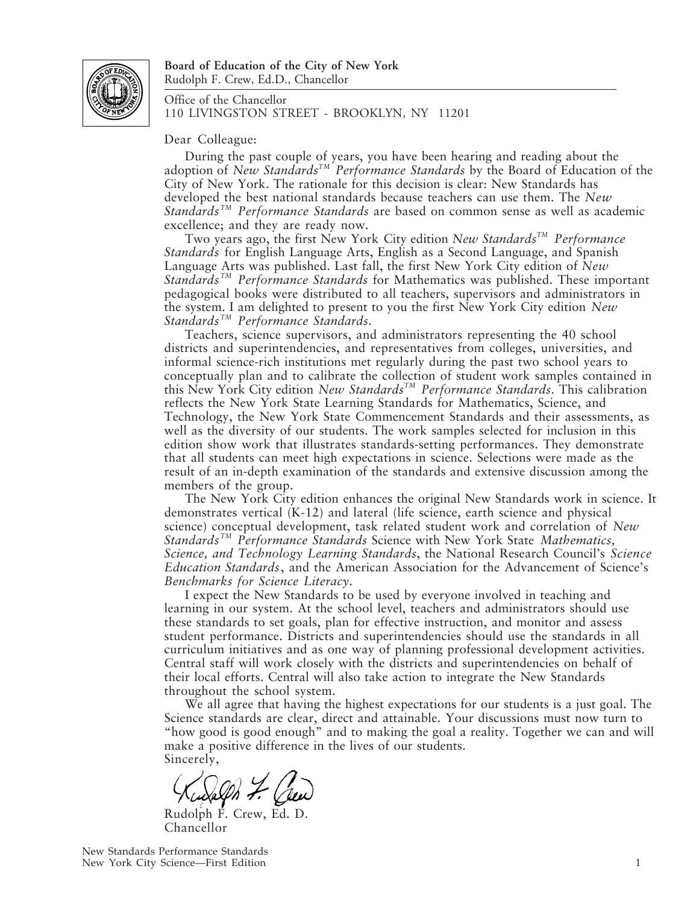**Board of Education of the City of New York**
Rudolph F. Crew, Ed.D., Chancellor

Office of the Chancellor
110 LIVINGSTON STREET - BROOKLYN, NY 11201

Dear Colleague:

During the past couple of years, you have been hearing and reading about the adoption of *New Standards™ Performance Standards* by the Board of Education of the City of New York. The rationale for this decision is clear: New Standards has developed the best national standards because teachers can use them. The *New Standards™ Performance Standards* are based on common sense as well as academic excellence; and they are ready now.

Two years ago, the first New York City edition *New Standards™ Performance Standards* for English Language Arts, English as a Second Language, and Spanish Language Arts was published. Last fall, the first New York City edition of *New Standards™ Performance Standards* for Mathematics was published. These important pedagogical books were distributed to all teachers, supervisors and administrators in the system. I am delighted to present to you the first New York City edition *New Standards™ Performance Standards*.

Teachers, science supervisors, and administrators representing the 40 school districts and superintendencies, and representatives from colleges, universities, and informal science-rich institutions met regularly during the past two school years to conceptually plan and to calibrate the collection of student work samples contained in this New York City edition *New Standards™ Performance Standards*. This calibration reflects the New York State Learning Standards for Mathematics, Science, and Technology, the New York State Commencement Standards and their assessments, as well as the diversity of our students. The work samples selected for inclusion in this edition show work that illustrates standards-setting performances. They demonstrate that all students can meet high expectations in science. Selections were made as the result of an in-depth examination of the standards and extensive discussion among the members of the group.

The New York City edition enhances the original New Standards work in science. It demonstrates vertical (K-12) and lateral (life science, earth science and physical science) conceptual development, task related student work and correlation of *New Standards™ Performance Standards* Science with New York State *Mathematics, Science, and Technology Learning Standards*, the National Research Council's *Science Education Standards*, and the American Association for the Advancement of Science's *Benchmarks for Science Literacy*.

I expect the New Standards to be used by everyone involved in teaching and learning in our system. At the school level, teachers and administrators should use these standards to set goals, plan for effective instruction, and monitor and assess student performance. Districts and superintendencies should use the standards in all curriculum initiatives and as one way of planning professional development activities. Central staff will work closely with the districts and superintendencies on behalf of their local efforts. Central will also take action to integrate the New Standards throughout the school system.

We all agree that having the highest expectations for our students is a just goal. The Science standards are clear, direct and attainable. Your discussions must now turn to "how good is good enough" and to making the goal a reality. Together we can and will make a positive difference in the lives of our students.

Sincerely,

Rudolph F. Crew, Ed. D.
Chancellor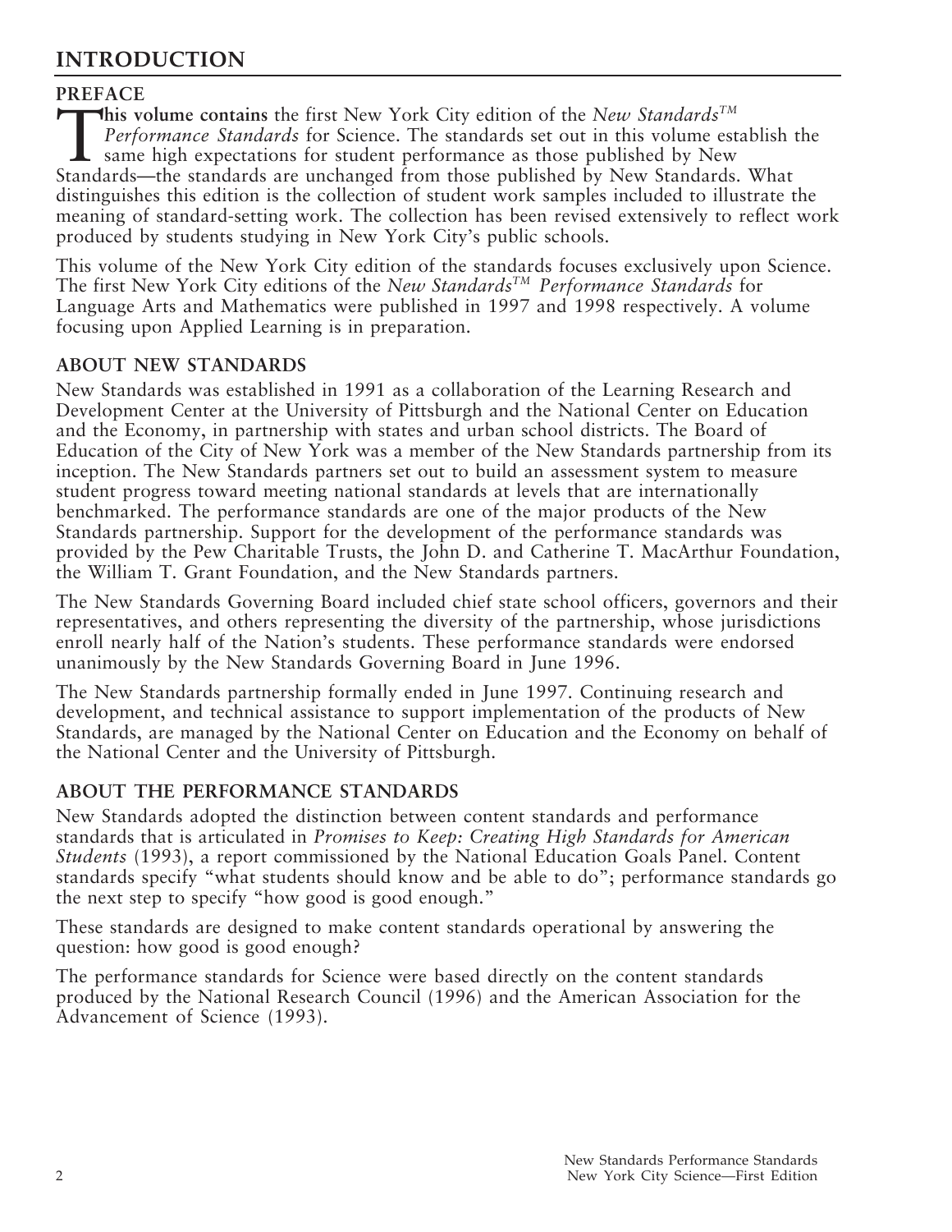# INTRODUCTION

## PREFACE

**This volume contains** the first New York City edition of the *New Standards™ Performance Standards* for Science. The standards set out in this volume establish the same high expectations for student performance as those published by New Standards—the standards are unchanged from those published by New Standards. What distinguishes this edition is the collection of student work samples included to illustrate the meaning of standard-setting work. The collection has been revised extensively to reflect work produced by students studying in New York City's public schools.

This volume of the New York City edition of the standards focuses exclusively upon Science. The first New York City editions of the *New Standards™ Performance Standards* for Language Arts and Mathematics were published in 1997 and 1998 respectively. A volume focusing upon Applied Learning is in preparation.

## ABOUT NEW STANDARDS

New Standards was established in 1991 as a collaboration of the Learning Research and Development Center at the University of Pittsburgh and the National Center on Education and the Economy, in partnership with states and urban school districts. The Board of Education of the City of New York was a member of the New Standards partnership from its inception. The New Standards partners set out to build an assessment system to measure student progress toward meeting national standards at levels that are internationally benchmarked. The performance standards are one of the major products of the New Standards partnership. Support for the development of the performance standards was provided by the Pew Charitable Trusts, the John D. and Catherine T. MacArthur Foundation, the William T. Grant Foundation, and the New Standards partners.

The New Standards Governing Board included chief state school officers, governors and their representatives, and others representing the diversity of the partnership, whose jurisdictions enroll nearly half of the Nation's students. These performance standards were endorsed unanimously by the New Standards Governing Board in June 1996.

The New Standards partnership formally ended in June 1997. Continuing research and development, and technical assistance to support implementation of the products of New Standards, are managed by the National Center on Education and the Economy on behalf of the National Center and the University of Pittsburgh.

## ABOUT THE PERFORMANCE STANDARDS

New Standards adopted the distinction between content standards and performance standards that is articulated in *Promises to Keep: Creating High Standards for American Students* (1993), a report commissioned by the National Education Goals Panel. Content standards specify "what students should know and be able to do"; performance standards go the next step to specify "how good is good enough."

These standards are designed to make content standards operational by answering the question: how good is good enough?

The performance standards for Science were based directly on the content standards produced by the National Research Council (1996) and the American Association for the Advancement of Science (1993).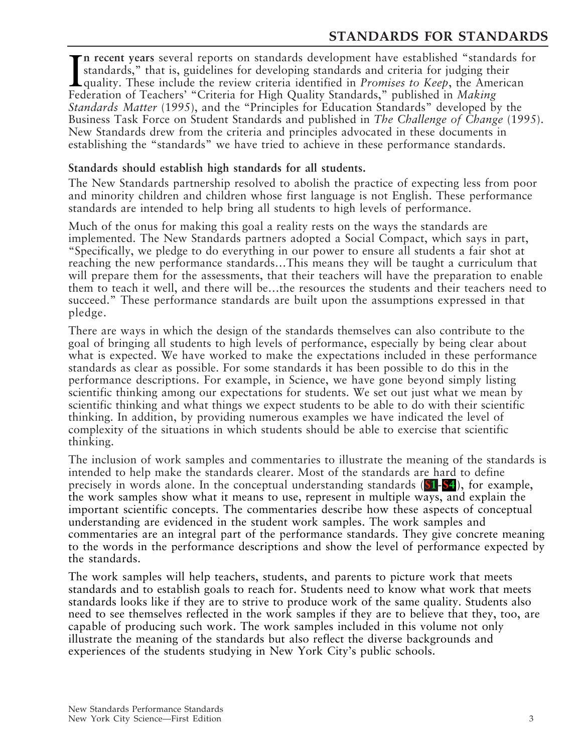# STANDARDS FOR STANDARDS

**In recent years** several reports on standards development have established "standards for standards," that is, guidelines for developing standards and criteria for judging their quality. These include the review criteria identified in *Promises to Keep*, the American Federation of Teachers' "Criteria for High Quality Standards," published in *Making Standards Matter* (1995), and the "Principles for Education Standards" developed by the Business Task Force on Student Standards and published in *The Challenge of Change* (1995). New Standards drew from the criteria and principles advocated in these documents in establishing the "standards" we have tried to achieve in these performance standards.

**Standards should establish high standards for all students.**

The New Standards partnership resolved to abolish the practice of expecting less from poor and minority children and children whose first language is not English. These performance standards are intended to help bring all students to high levels of performance.

Much of the onus for making this goal a reality rests on the ways the standards are implemented. The New Standards partners adopted a Social Compact, which says in part, "Specifically, we pledge to do everything in our power to ensure all students a fair shot at reaching the new performance standards...This means they will be taught a curriculum that will prepare them for the assessments, that their teachers will have the preparation to enable them to teach it well, and there will be...the resources the students and their teachers need to succeed." These performance standards are built upon the assumptions expressed in that pledge.

There are ways in which the design of the standards themselves can also contribute to the goal of bringing all students to high levels of performance, especially by being clear about what is expected. We have worked to make the expectations included in these performance standards as clear as possible. For some standards it has been possible to do this in the performance descriptions. For example, in Science, we have gone beyond simply listing scientific thinking among our expectations for students. We set out just what we mean by scientific thinking and what things we expect students to be able to do with their scientific thinking. In addition, by providing numerous examples we have indicated the level of complexity of the situations in which students should be able to exercise that scientific thinking.

The inclusion of work samples and commentaries to illustrate the meaning of the standards is intended to help make the standards clearer. Most of the standards are hard to define precisely in words alone. In the conceptual understanding standards (S1-S4), for example, the work samples show what it means to use, represent in multiple ways, and explain the important scientific concepts. The commentaries describe how these aspects of conceptual understanding are evidenced in the student work samples. The work samples and commentaries are an integral part of the performance standards. They give concrete meaning to the words in the performance descriptions and show the level of performance expected by the standards.

The work samples will help teachers, students, and parents to picture work that meets standards and to establish goals to reach for. Students need to know what work that meets standards looks like if they are to strive to produce work of the same quality. Students also need to see themselves reflected in the work samples if they are to believe that they, too, are capable of producing such work. The work samples included in this volume not only illustrate the meaning of the standards but also reflect the diverse backgrounds and experiences of the students studying in New York City's public schools.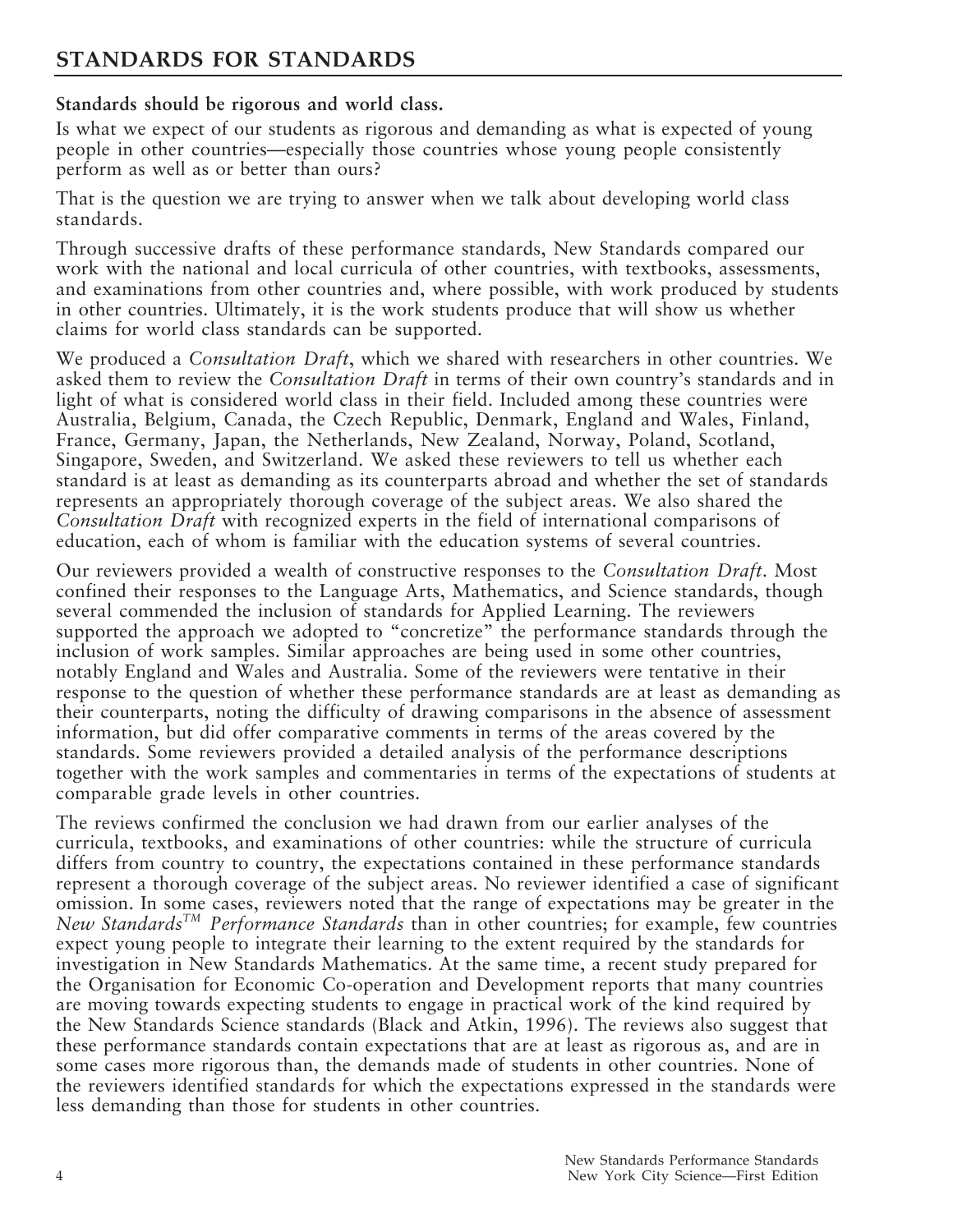## STANDARDS FOR STANDARDS

**Standards should be rigorous and world class.**

Is what we expect of our students as rigorous and demanding as what is expected of young people in other countries—especially those countries whose young people consistently perform as well as or better than ours?

That is the question we are trying to answer when we talk about developing world class standards.

Through successive drafts of these performance standards, New Standards compared our work with the national and local curricula of other countries, with textbooks, assessments, and examinations from other countries and, where possible, with work produced by students in other countries. Ultimately, it is the work students produce that will show us whether claims for world class standards can be supported.

We produced a *Consultation Draft*, which we shared with researchers in other countries. We asked them to review the *Consultation Draft* in terms of their own country's standards and in light of what is considered world class in their field. Included among these countries were Australia, Belgium, Canada, the Czech Republic, Denmark, England and Wales, Finland, France, Germany, Japan, the Netherlands, New Zealand, Norway, Poland, Scotland, Singapore, Sweden, and Switzerland. We asked these reviewers to tell us whether each standard is at least as demanding as its counterparts abroad and whether the set of standards represents an appropriately thorough coverage of the subject areas. We also shared the *Consultation Draft* with recognized experts in the field of international comparisons of education, each of whom is familiar with the education systems of several countries.

Our reviewers provided a wealth of constructive responses to the *Consultation Draft*. Most confined their responses to the Language Arts, Mathematics, and Science standards, though several commended the inclusion of standards for Applied Learning. The reviewers supported the approach we adopted to "concretize" the performance standards through the inclusion of work samples. Similar approaches are being used in some other countries, notably England and Wales and Australia. Some of the reviewers were tentative in their response to the question of whether these performance standards are at least as demanding as their counterparts, noting the difficulty of drawing comparisons in the absence of assessment information, but did offer comparative comments in terms of the areas covered by the standards. Some reviewers provided a detailed analysis of the performance descriptions together with the work samples and commentaries in terms of the expectations of students at comparable grade levels in other countries.

The reviews confirmed the conclusion we had drawn from our earlier analyses of the curricula, textbooks, and examinations of other countries: while the structure of curricula differs from country to country, the expectations contained in these performance standards represent a thorough coverage of the subject areas. No reviewer identified a case of significant omission. In some cases, reviewers noted that the range of expectations may be greater in the *New Standards™ Performance Standards* than in other countries; for example, few countries expect young people to integrate their learning to the extent required by the standards for investigation in New Standards Mathematics. At the same time, a recent study prepared for the Organisation for Economic Co-operation and Development reports that many countries are moving towards expecting students to engage in practical work of the kind required by the New Standards Science standards (Black and Atkin, 1996). The reviews also suggest that these performance standards contain expectations that are at least as rigorous as, and are in some cases more rigorous than, the demands made of students in other countries. None of the reviewers identified standards for which the expectations expressed in the standards were less demanding than those for students in other countries.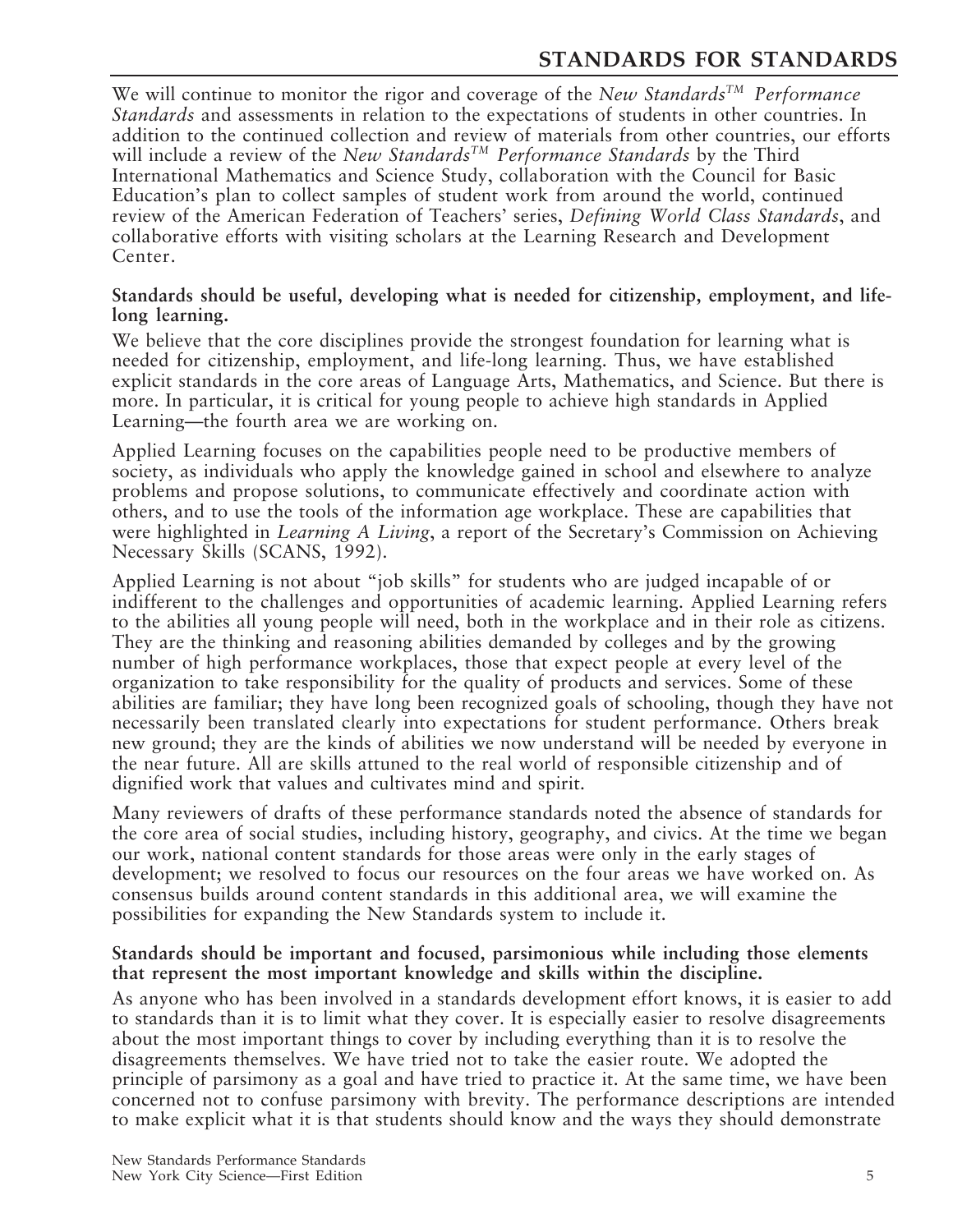We will continue to monitor the rigor and coverage of the *New Standards™ Performance Standards* and assessments in relation to the expectations of students in other countries. In addition to the continued collection and review of materials from other countries, our efforts will include a review of the *New Standards™ Performance Standards* by the Third International Mathematics and Science Study, collaboration with the Council for Basic Education's plan to collect samples of student work from around the world, continued review of the American Federation of Teachers' series, *Defining World Class Standards*, and collaborative efforts with visiting scholars at the Learning Research and Development Center.

**Standards should be useful, developing what is needed for citizenship, employment, and life-long learning.**

We believe that the core disciplines provide the strongest foundation for learning what is needed for citizenship, employment, and life-long learning. Thus, we have established explicit standards in the core areas of Language Arts, Mathematics, and Science. But there is more. In particular, it is critical for young people to achieve high standards in Applied Learning—the fourth area we are working on.

Applied Learning focuses on the capabilities people need to be productive members of society, as individuals who apply the knowledge gained in school and elsewhere to analyze problems and propose solutions, to communicate effectively and coordinate action with others, and to use the tools of the information age workplace. These are capabilities that were highlighted in *Learning A Living*, a report of the Secretary's Commission on Achieving Necessary Skills (SCANS, 1992).

Applied Learning is not about "job skills" for students who are judged incapable of or indifferent to the challenges and opportunities of academic learning. Applied Learning refers to the abilities all young people will need, both in the workplace and in their role as citizens. They are the thinking and reasoning abilities demanded by colleges and by the growing number of high performance workplaces, those that expect people at every level of the organization to take responsibility for the quality of products and services. Some of these abilities are familiar; they have long been recognized goals of schooling, though they have not necessarily been translated clearly into expectations for student performance. Others break new ground; they are the kinds of abilities we now understand will be needed by everyone in the near future. All are skills attuned to the real world of responsible citizenship and of dignified work that values and cultivates mind and spirit.

Many reviewers of drafts of these performance standards noted the absence of standards for the core area of social studies, including history, geography, and civics. At the time we began our work, national content standards for those areas were only in the early stages of development; we resolved to focus our resources on the four areas we have worked on. As consensus builds around content standards in this additional area, we will examine the possibilities for expanding the New Standards system to include it.

**Standards should be important and focused, parsimonious while including those elements that represent the most important knowledge and skills within the discipline.**

As anyone who has been involved in a standards development effort knows, it is easier to add to standards than it is to limit what they cover. It is especially easier to resolve disagreements about the most important things to cover by including everything than it is to resolve the disagreements themselves. We have tried not to take the easier route. We adopted the principle of parsimony as a goal and have tried to practice it. At the same time, we have been concerned not to confuse parsimony with brevity. The performance descriptions are intended to make explicit what it is that students should know and the ways they should demonstrate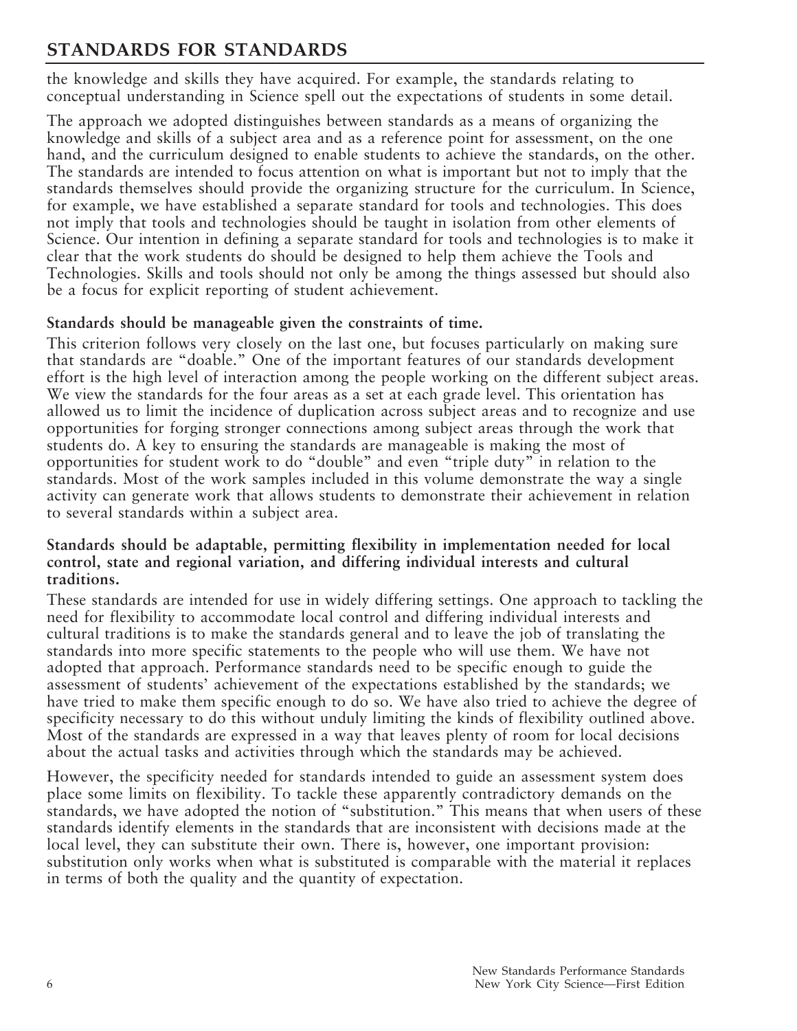the knowledge and skills they have acquired. For example, the standards relating to conceptual understanding in Science spell out the expectations of students in some detail.

The approach we adopted distinguishes between standards as a means of organizing the knowledge and skills of a subject area and as a reference point for assessment, on the one hand, and the curriculum designed to enable students to achieve the standards, on the other. The standards are intended to focus attention on what is important but not to imply that the standards themselves should provide the organizing structure for the curriculum. In Science, for example, we have established a separate standard for tools and technologies. This does not imply that tools and technologies should be taught in isolation from other elements of Science. Our intention in defining a separate standard for tools and technologies is to make it clear that the work students do should be designed to help them achieve the Tools and Technologies. Skills and tools should not only be among the things assessed but should also be a focus for explicit reporting of student achievement.

**Standards should be manageable given the constraints of time.**

This criterion follows very closely on the last one, but focuses particularly on making sure that standards are "doable." One of the important features of our standards development effort is the high level of interaction among the people working on the different subject areas. We view the standards for the four areas as a set at each grade level. This orientation has allowed us to limit the incidence of duplication across subject areas and to recognize and use opportunities for forging stronger connections among subject areas through the work that students do. A key to ensuring the standards are manageable is making the most of opportunities for student work to do "double" and even "triple duty" in relation to the standards. Most of the work samples included in this volume demonstrate the way a single activity can generate work that allows students to demonstrate their achievement in relation to several standards within a subject area.

**Standards should be adaptable, permitting flexibility in implementation needed for local control, state and regional variation, and differing individual interests and cultural traditions.**

These standards are intended for use in widely differing settings. One approach to tackling the need for flexibility to accommodate local control and differing individual interests and cultural traditions is to make the standards general and to leave the job of translating the standards into more specific statements to the people who will use them. We have not adopted that approach. Performance standards need to be specific enough to guide the assessment of students' achievement of the expectations established by the standards; we have tried to make them specific enough to do so. We have also tried to achieve the degree of specificity necessary to do this without unduly limiting the kinds of flexibility outlined above. Most of the standards are expressed in a way that leaves plenty of room for local decisions about the actual tasks and activities through which the standards may be achieved.

However, the specificity needed for standards intended to guide an assessment system does place some limits on flexibility. To tackle these apparently contradictory demands on the standards, we have adopted the notion of "substitution." This means that when users of these standards identify elements in the standards that are inconsistent with decisions made at the local level, they can substitute their own. There is, however, one important provision: substitution only works when what is substituted is comparable with the material it replaces in terms of both the quality and the quantity of expectation.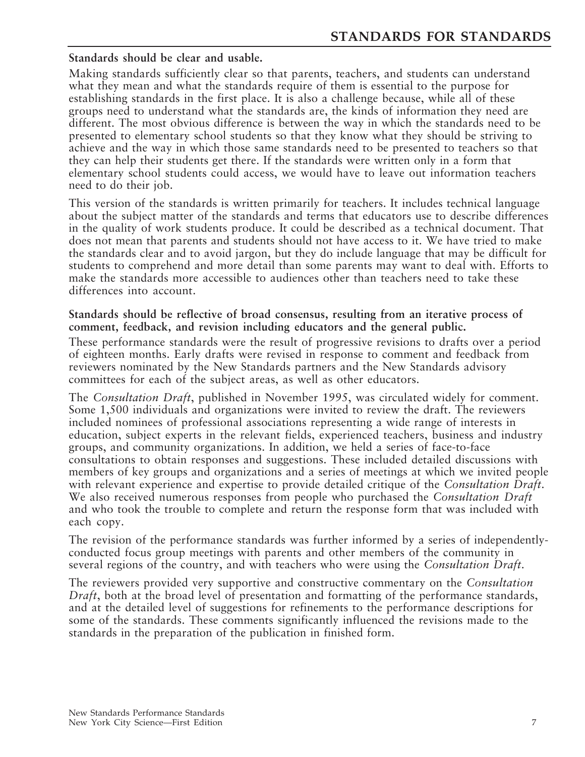**Standards should be clear and usable.**

Making standards sufficiently clear so that parents, teachers, and students can understand what they mean and what the standards require of them is essential to the purpose for establishing standards in the first place. It is also a challenge because, while all of these groups need to understand what the standards are, the kinds of information they need are different. The most obvious difference is between the way in which the standards need to be presented to elementary school students so that they know what they should be striving to achieve and the way in which those same standards need to be presented to teachers so that they can help their students get there. If the standards were written only in a form that elementary school students could access, we would have to leave out information teachers need to do their job.

This version of the standards is written primarily for teachers. It includes technical language about the subject matter of the standards and terms that educators use to describe differences in the quality of work students produce. It could be described as a technical document. That does not mean that parents and students should not have access to it. We have tried to make the standards clear and to avoid jargon, but they do include language that may be difficult for students to comprehend and more detail than some parents may want to deal with. Efforts to make the standards more accessible to audiences other than teachers need to take these differences into account.

**Standards should be reflective of broad consensus, resulting from an iterative process of comment, feedback, and revision including educators and the general public.**

These performance standards were the result of progressive revisions to drafts over a period of eighteen months. Early drafts were revised in response to comment and feedback from reviewers nominated by the New Standards partners and the New Standards advisory committees for each of the subject areas, as well as other educators.

The *Consultation Draft*, published in November 1995, was circulated widely for comment. Some 1,500 individuals and organizations were invited to review the draft. The reviewers included nominees of professional associations representing a wide range of interests in education, subject experts in the relevant fields, experienced teachers, business and industry groups, and community organizations. In addition, we held a series of face-to-face consultations to obtain responses and suggestions. These included detailed discussions with members of key groups and organizations and a series of meetings at which we invited people with relevant experience and expertise to provide detailed critique of the *Consultation Draft*. We also received numerous responses from people who purchased the *Consultation Draft* and who took the trouble to complete and return the response form that was included with each copy.

The revision of the performance standards was further informed by a series of independently-conducted focus group meetings with parents and other members of the community in several regions of the country, and with teachers who were using the *Consultation Draft*.

The reviewers provided very supportive and constructive commentary on the *Consultation Draft*, both at the broad level of presentation and formatting of the performance standards, and at the detailed level of suggestions for refinements to the performance descriptions for some of the standards. These comments significantly influenced the revisions made to the standards in the preparation of the publication in finished form.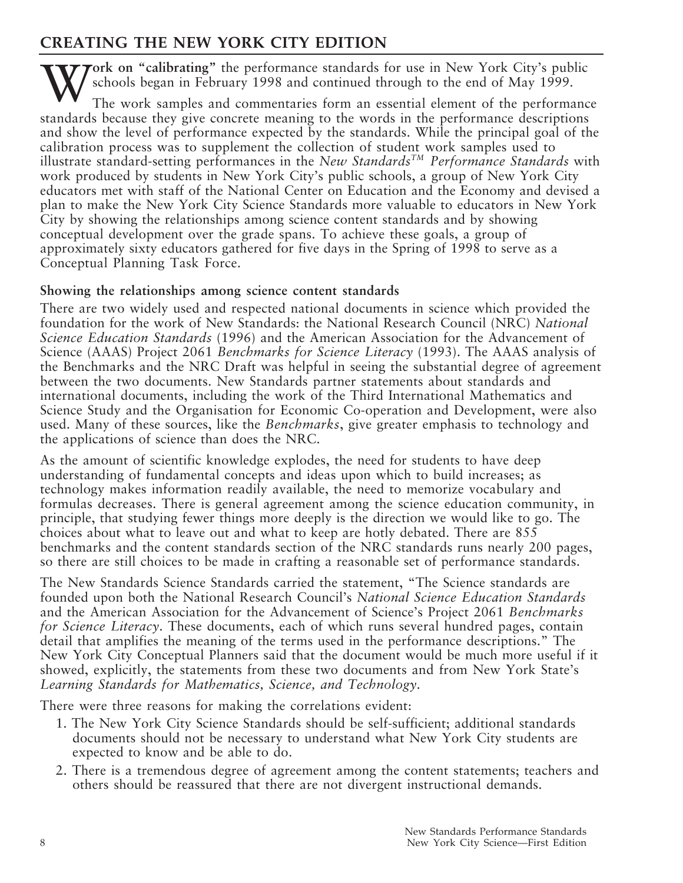## CREATING THE NEW YORK CITY EDITION

**Work on "calibrating"** the performance standards for use in New York City's public schools began in February 1998 and continued through to the end of May 1999.

The work samples and commentaries form an essential element of the performance standards because they give concrete meaning to the words in the performance descriptions and show the level of performance expected by the standards. While the principal goal of the calibration process was to supplement the collection of student work samples used to illustrate standard-setting performances in the *New Standards™ Performance Standards* with work produced by students in New York City's public schools, a group of New York City educators met with staff of the National Center on Education and the Economy and devised a plan to make the New York City Science Standards more valuable to educators in New York City by showing the relationships among science content standards and by showing conceptual development over the grade spans. To achieve these goals, a group of approximately sixty educators gathered for five days in the Spring of 1998 to serve as a Conceptual Planning Task Force.

### Showing the relationships among science content standards

There are two widely used and respected national documents in science which provided the foundation for the work of New Standards: the National Research Council (NRC) *National Science Education Standards* (1996) and the American Association for the Advancement of Science (AAAS) Project 2061 *Benchmarks for Science Literacy* (1993). The AAAS analysis of the Benchmarks and the NRC Draft was helpful in seeing the substantial degree of agreement between the two documents. New Standards partner statements about standards and international documents, including the work of the Third International Mathematics and Science Study and the Organisation for Economic Co-operation and Development, were also used. Many of these sources, like the *Benchmarks*, give greater emphasis to technology and the applications of science than does the NRC.

As the amount of scientific knowledge explodes, the need for students to have deep understanding of fundamental concepts and ideas upon which to build increases; as technology makes information readily available, the need to memorize vocabulary and formulas decreases. There is general agreement among the science education community, in principle, that studying fewer things more deeply is the direction we would like to go. The choices about what to leave out and what to keep are hotly debated. There are 855 benchmarks and the content standards section of the NRC standards runs nearly 200 pages, so there are still choices to be made in crafting a reasonable set of performance standards.

The New Standards Science Standards carried the statement, "The Science standards are founded upon both the National Research Council's *National Science Education Standards* and the American Association for the Advancement of Science's Project 2061 *Benchmarks for Science Literacy*. These documents, each of which runs several hundred pages, contain detail that amplifies the meaning of the terms used in the performance descriptions." The New York City Conceptual Planners said that the document would be much more useful if it showed, explicitly, the statements from these two documents and from New York State's *Learning Standards for Mathematics, Science, and Technology*.

There were three reasons for making the correlations evident:

1. The New York City Science Standards should be self-sufficient; additional standards documents should not be necessary to understand what New York City students are expected to know and be able to do.
2. There is a tremendous degree of agreement among the content statements; teachers and others should be reassured that there are not divergent instructional demands.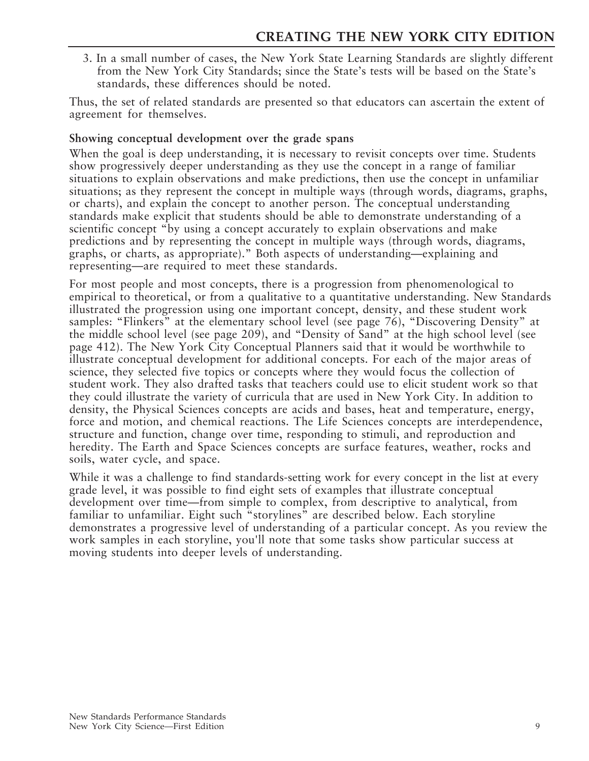3. In a small number of cases, the New York State Learning Standards are slightly different from the New York City Standards; since the State's tests will be based on the State's standards, these differences should be noted.

Thus, the set of related standards are presented so that educators can ascertain the extent of agreement for themselves.

**Showing conceptual development over the grade spans**

When the goal is deep understanding, it is necessary to revisit concepts over time. Students show progressively deeper understanding as they use the concept in a range of familiar situations to explain observations and make predictions, then use the concept in unfamiliar situations; as they represent the concept in multiple ways (through words, diagrams, graphs, or charts), and explain the concept to another person. The conceptual understanding standards make explicit that students should be able to demonstrate understanding of a scientific concept "by using a concept accurately to explain observations and make predictions and by representing the concept in multiple ways (through words, diagrams, graphs, or charts, as appropriate)." Both aspects of understanding—explaining and representing—are required to meet these standards.

For most people and most concepts, there is a progression from phenomenological to empirical to theoretical, or from a qualitative to a quantitative understanding. New Standards illustrated the progression using one important concept, density, and these student work samples: "Flinkers" at the elementary school level (see page 76), "Discovering Density" at the middle school level (see page 209), and "Density of Sand" at the high school level (see page 412). The New York City Conceptual Planners said that it would be worthwhile to illustrate conceptual development for additional concepts. For each of the major areas of science, they selected five topics or concepts where they would focus the collection of student work. They also drafted tasks that teachers could use to elicit student work so that they could illustrate the variety of curricula that are used in New York City. In addition to density, the Physical Sciences concepts are acids and bases, heat and temperature, energy, force and motion, and chemical reactions. The Life Sciences concepts are interdependence, structure and function, change over time, responding to stimuli, and reproduction and heredity. The Earth and Space Sciences concepts are surface features, weather, rocks and soils, water cycle, and space.

While it was a challenge to find standards-setting work for every concept in the list at every grade level, it was possible to find eight sets of examples that illustrate conceptual development over time—from simple to complex, from descriptive to analytical, from familiar to unfamiliar. Eight such "storylines" are described below. Each storyline demonstrates a progressive level of understanding of a particular concept. As you review the work samples in each storyline, you'll note that some tasks show particular success at moving students into deeper levels of understanding.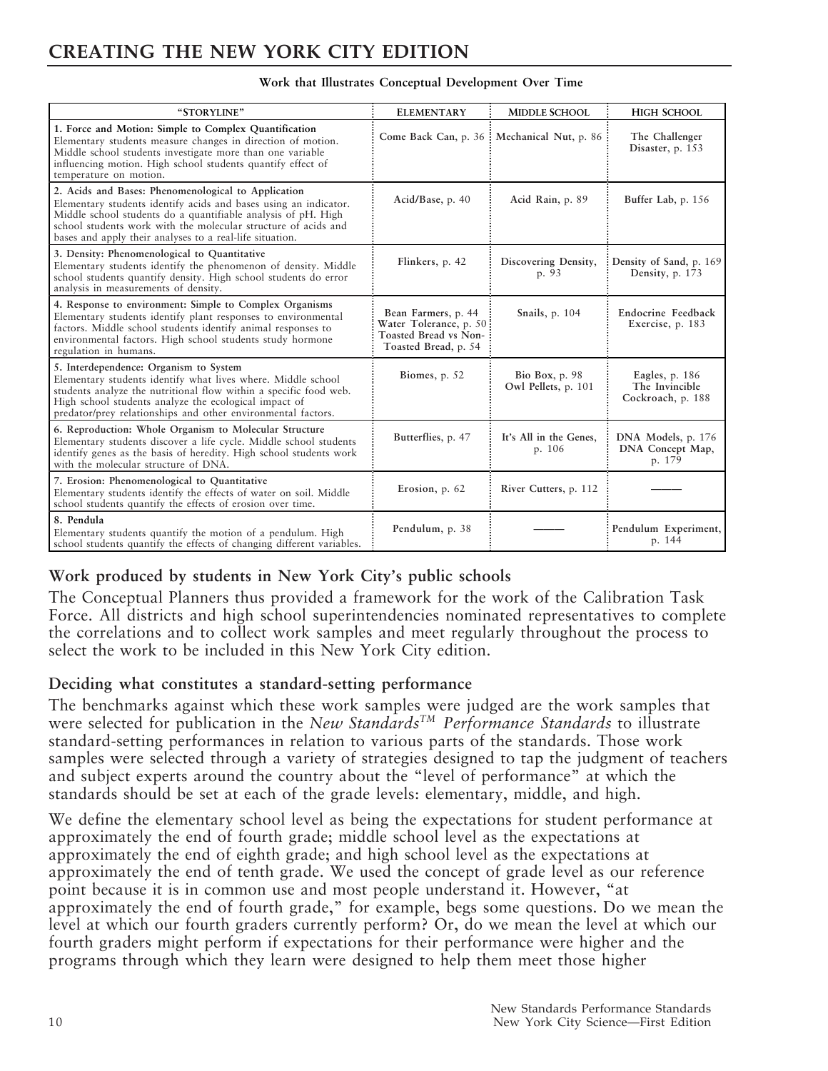# CREATING THE NEW YORK CITY EDITION

**Work that Illustrates Conceptual Development Over Time**

| "STORYLINE" | ELEMENTARY | MIDDLE SCHOOL | HIGH SCHOOL |
|---|---|---|---|
| **1. Force and Motion: Simple to Complex Quantification** Elementary students measure changes in direction of motion. Middle school students investigate more than one variable influencing motion. High school students quantify effect of temperature on motion. | Come Back Can, p. 36 | Mechanical Nut, p. 86 | The Challenger Disaster, p. 153 |
| **2. Acids and Bases: Phenomenological to Application** Elementary students identify acids and bases using an indicator. Middle school students do a quantifiable analysis of pH. High school students work with the molecular structure of acids and bases and apply their analyses to a real-life situation. | Acid/Base, p. 40 | Acid Rain, p. 89 | Buffer Lab, p. 156 |
| **3. Density: Phenomenological to Quantitative** Elementary students identify the phenomenon of density. Middle school students quantify density. High school students do error analysis in measurements of density. | Flinkers, p. 42 | Discovering Density, p. 93 | Density of Sand, p. 169 Density, p. 173 |
| **4. Response to environment: Simple to Complex Organisms** Elementary students identify plant responses to environmental factors. Middle school students identify animal responses to environmental factors. High school students study hormone regulation in humans. | Bean Farmers, p. 44 Water Tolerance, p. 50 Toasted Bread vs Non-Toasted Bread, p. 54 | Snails, p. 104 | Endocrine Feedback Exercise, p. 183 |
| **5. Interdependence: Organism to System** Elementary students identify what lives where. Middle school students analyze the nutritional flow within a specific food web. High school students analyze the ecological impact of predator/prey relationships and other environmental factors. | Biomes, p. 52 | Bio Box, p. 98 Owl Pellets, p. 101 | Eagles, p. 186 The Invincible Cockroach, p. 188 |
| **6. Reproduction: Whole Organism to Molecular Structure** Elementary students discover a life cycle. Middle school students identify genes as the basis of heredity. High school students work with the molecular structure of DNA. | Butterflies, p. 47 | It's All in the Genes, p. 106 | DNA Models, p. 176 DNA Concept Map, p. 179 |
| **7. Erosion: Phenomenological to Quantitative** Elementary students identify the effects of water on soil. Middle school students quantify the effects of erosion over time. | Erosion, p. 62 | River Cutters, p. 112 | ——— |
| **8. Pendula** Elementary students quantify the motion of a pendulum. High school students quantify the effects of changing different variables. | Pendulum, p. 38 | ——— | Pendulum Experiment, p. 144 |

## Work produced by students in New York City's public schools

The Conceptual Planners thus provided a framework for the work of the Calibration Task Force. All districts and high school superintendencies nominated representatives to complete the correlations and to collect work samples and meet regularly throughout the process to select the work to be included in this New York City edition.

## Deciding what constitutes a standard-setting performance

The benchmarks against which these work samples were judged are the work samples that were selected for publication in the *New Standards™ Performance Standards* to illustrate standard-setting performances in relation to various parts of the standards. Those work samples were selected through a variety of strategies designed to tap the judgment of teachers and subject experts around the country about the "level of performance" at which the standards should be set at each of the grade levels: elementary, middle, and high.

We define the elementary school level as being the expectations for student performance at approximately the end of fourth grade; middle school level as the expectations at approximately the end of eighth grade; and high school level as the expectations at approximately the end of tenth grade. We used the concept of grade level as our reference point because it is in common use and most people understand it. However, "at approximately the end of fourth grade," for example, begs some questions. Do we mean the level at which our fourth graders currently perform? Or, do we mean the level at which our fourth graders might perform if expectations for their performance were higher and the programs through which they learn were designed to help them meet those higher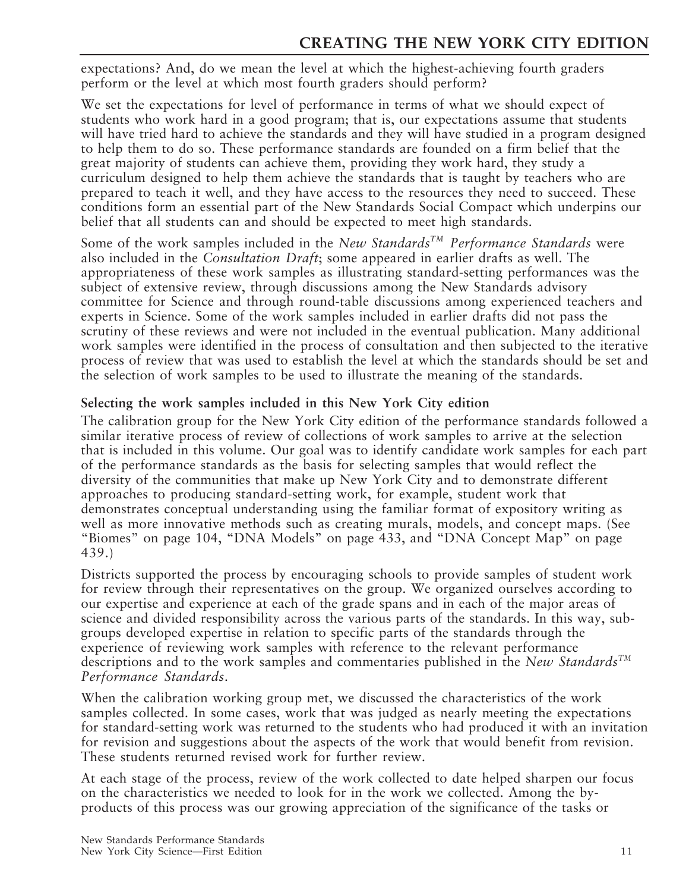expectations? And, do we mean the level at which the highest-achieving fourth graders perform or the level at which most fourth graders should perform?

We set the expectations for level of performance in terms of what we should expect of students who work hard in a good program; that is, our expectations assume that students will have tried hard to achieve the standards and they will have studied in a program designed to help them to do so. These performance standards are founded on a firm belief that the great majority of students can achieve them, providing they work hard, they study a curriculum designed to help them achieve the standards that is taught by teachers who are prepared to teach it well, and they have access to the resources they need to succeed. These conditions form an essential part of the New Standards Social Compact which underpins our belief that all students can and should be expected to meet high standards.

Some of the work samples included in the *New Standards™ Performance Standards* were also included in the *Consultation Draft*; some appeared in earlier drafts as well. The appropriateness of these work samples as illustrating standard-setting performances was the subject of extensive review, through discussions among the New Standards advisory committee for Science and through round-table discussions among experienced teachers and experts in Science. Some of the work samples included in earlier drafts did not pass the scrutiny of these reviews and were not included in the eventual publication. Many additional work samples were identified in the process of consultation and then subjected to the iterative process of review that was used to establish the level at which the standards should be set and the selection of work samples to be used to illustrate the meaning of the standards.

**Selecting the work samples included in this New York City edition**

The calibration group for the New York City edition of the performance standards followed a similar iterative process of review of collections of work samples to arrive at the selection that is included in this volume. Our goal was to identify candidate work samples for each part of the performance standards as the basis for selecting samples that would reflect the diversity of the communities that make up New York City and to demonstrate different approaches to producing standard-setting work, for example, student work that demonstrates conceptual understanding using the familiar format of expository writing as well as more innovative methods such as creating murals, models, and concept maps. (See "Biomes" on page 104, "DNA Models" on page 433, and "DNA Concept Map" on page 439.)

Districts supported the process by encouraging schools to provide samples of student work for review through their representatives on the group. We organized ourselves according to our expertise and experience at each of the grade spans and in each of the major areas of science and divided responsibility across the various parts of the standards. In this way, sub-groups developed expertise in relation to specific parts of the standards through the experience of reviewing work samples with reference to the relevant performance descriptions and to the work samples and commentaries published in the *New Standards™ Performance Standards*.

When the calibration working group met, we discussed the characteristics of the work samples collected. In some cases, work that was judged as nearly meeting the expectations for standard-setting work was returned to the students who had produced it with an invitation for revision and suggestions about the aspects of the work that would benefit from revision. These students returned revised work for further review.

At each stage of the process, review of the work collected to date helped sharpen our focus on the characteristics we needed to look for in the work we collected. Among the by-products of this process was our growing appreciation of the significance of the tasks or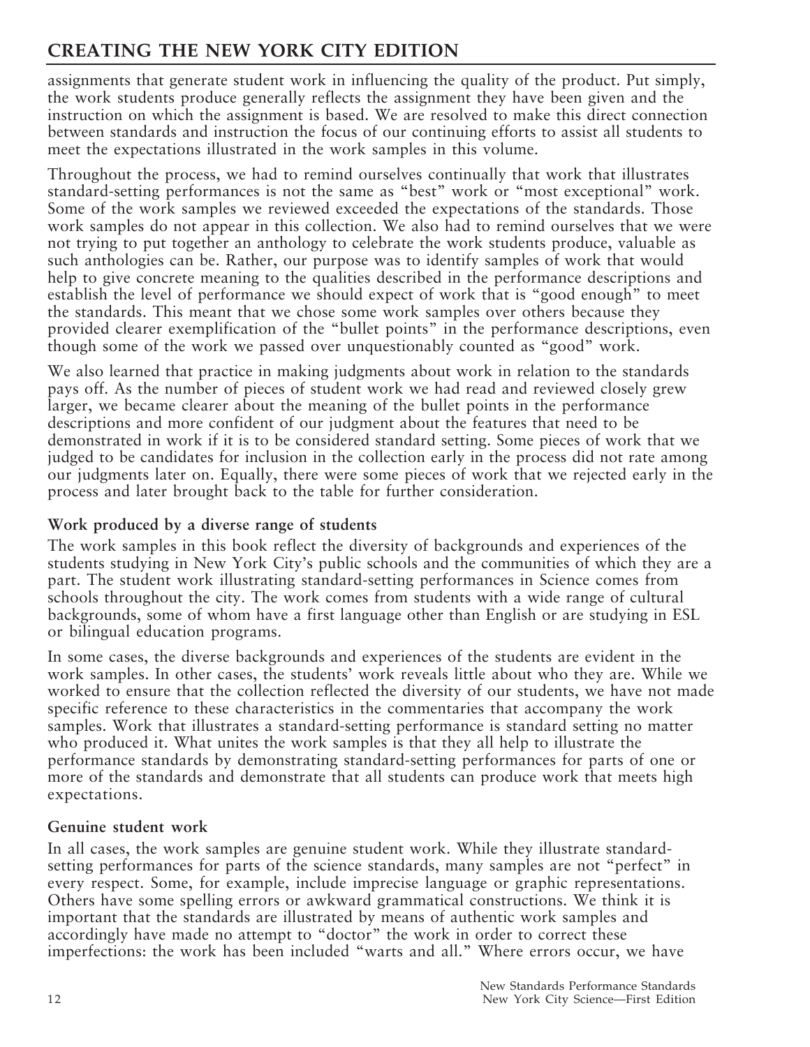assignments that generate student work in influencing the quality of the product. Put simply, the work students produce generally reflects the assignment they have been given and the instruction on which the assignment is based. We are resolved to make this direct connection between standards and instruction the focus of our continuing efforts to assist all students to meet the expectations illustrated in the work samples in this volume.

Throughout the process, we had to remind ourselves continually that work that illustrates standard-setting performances is not the same as "best" work or "most exceptional" work. Some of the work samples we reviewed exceeded the expectations of the standards. Those work samples do not appear in this collection. We also had to remind ourselves that we were not trying to put together an anthology to celebrate the work students produce, valuable as such anthologies can be. Rather, our purpose was to identify samples of work that would help to give concrete meaning to the qualities described in the performance descriptions and establish the level of performance we should expect of work that is "good enough" to meet the standards. This meant that we chose some work samples over others because they provided clearer exemplification of the "bullet points" in the performance descriptions, even though some of the work we passed over unquestionably counted as "good" work.

We also learned that practice in making judgments about work in relation to the standards pays off. As the number of pieces of student work we had read and reviewed closely grew larger, we became clearer about the meaning of the bullet points in the performance descriptions and more confident of our judgment about the features that need to be demonstrated in work if it is to be considered standard setting. Some pieces of work that we judged to be candidates for inclusion in the collection early in the process did not rate among our judgments later on. Equally, there were some pieces of work that we rejected early in the process and later brought back to the table for further consideration.

**Work produced by a diverse range of students**

The work samples in this book reflect the diversity of backgrounds and experiences of the students studying in New York City's public schools and the communities of which they are a part. The student work illustrating standard-setting performances in Science comes from schools throughout the city. The work comes from students with a wide range of cultural backgrounds, some of whom have a first language other than English or are studying in ESL or bilingual education programs.

In some cases, the diverse backgrounds and experiences of the students are evident in the work samples. In other cases, the students' work reveals little about who they are. While we worked to ensure that the collection reflected the diversity of our students, we have not made specific reference to these characteristics in the commentaries that accompany the work samples. Work that illustrates a standard-setting performance is standard setting no matter who produced it. What unites the work samples is that they all help to illustrate the performance standards by demonstrating standard-setting performances for parts of one or more of the standards and demonstrate that all students can produce work that meets high expectations.

**Genuine student work**

In all cases, the work samples are genuine student work. While they illustrate standard-setting performances for parts of the science standards, many samples are not "perfect" in every respect. Some, for example, include imprecise language or graphic representations. Others have some spelling errors or awkward grammatical constructions. We think it is important that the standards are illustrated by means of authentic work samples and accordingly have made no attempt to "doctor" the work in order to correct these imperfections: the work has been included "warts and all." Where errors occur, we have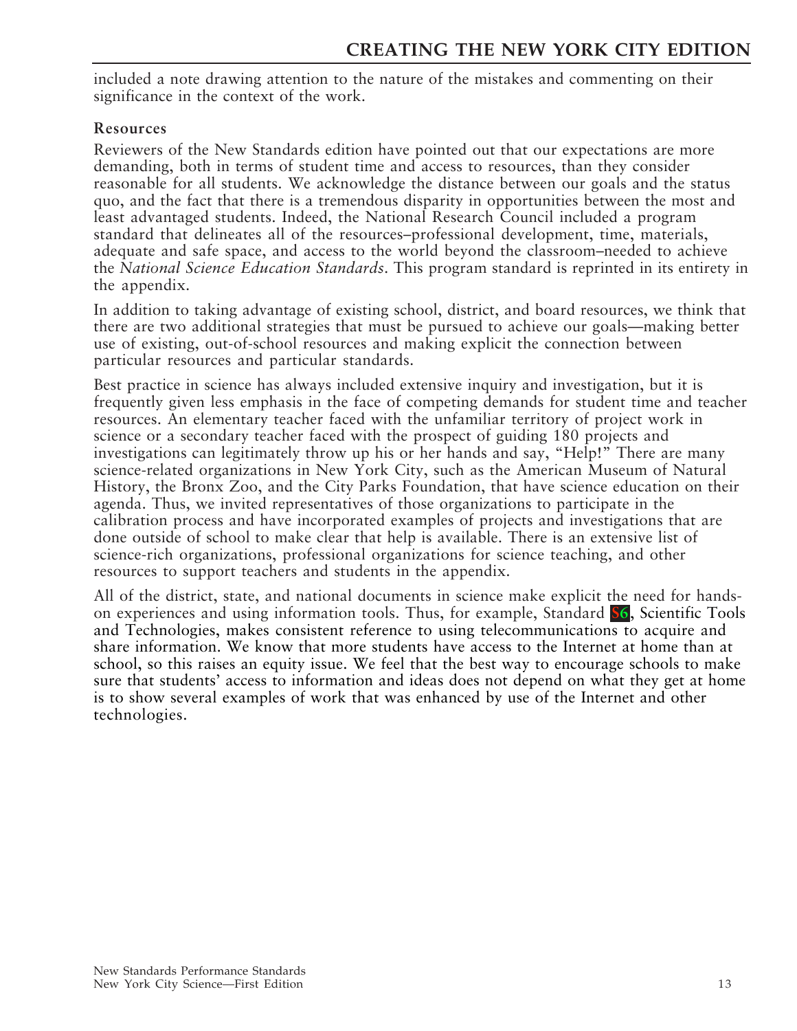included a note drawing attention to the nature of the mistakes and commenting on their significance in the context of the work.

### Resources

Reviewers of the New Standards edition have pointed out that our expectations are more demanding, both in terms of student time and access to resources, than they consider reasonable for all students. We acknowledge the distance between our goals and the status quo, and the fact that there is a tremendous disparity in opportunities between the most and least advantaged students. Indeed, the National Research Council included a program standard that delineates all of the resources–professional development, time, materials, adequate and safe space, and access to the world beyond the classroom–needed to achieve the *National Science Education Standards*. This program standard is reprinted in its entirety in the appendix.

In addition to taking advantage of existing school, district, and board resources, we think that there are two additional strategies that must be pursued to achieve our goals—making better use of existing, out-of-school resources and making explicit the connection between particular resources and particular standards.

Best practice in science has always included extensive inquiry and investigation, but it is frequently given less emphasis in the face of competing demands for student time and teacher resources. An elementary teacher faced with the unfamiliar territory of project work in science or a secondary teacher faced with the prospect of guiding 180 projects and investigations can legitimately throw up his or her hands and say, "Help!" There are many science-related organizations in New York City, such as the American Museum of Natural History, the Bronx Zoo, and the City Parks Foundation, that have science education on their agenda. Thus, we invited representatives of those organizations to participate in the calibration process and have incorporated examples of projects and investigations that are done outside of school to make clear that help is available. There is an extensive list of science-rich organizations, professional organizations for science teaching, and other resources to support teachers and students in the appendix.

All of the district, state, and national documents in science make explicit the need for hands-on experiences and using information tools. Thus, for example, Standard S6, Scientific Tools and Technologies, makes consistent reference to using telecommunications to acquire and share information. We know that more students have access to the Internet at home than at school, so this raises an equity issue. We feel that the best way to encourage schools to make sure that students' access to information and ideas does not depend on what they get at home is to show several examples of work that was enhanced by use of the Internet and other technologies.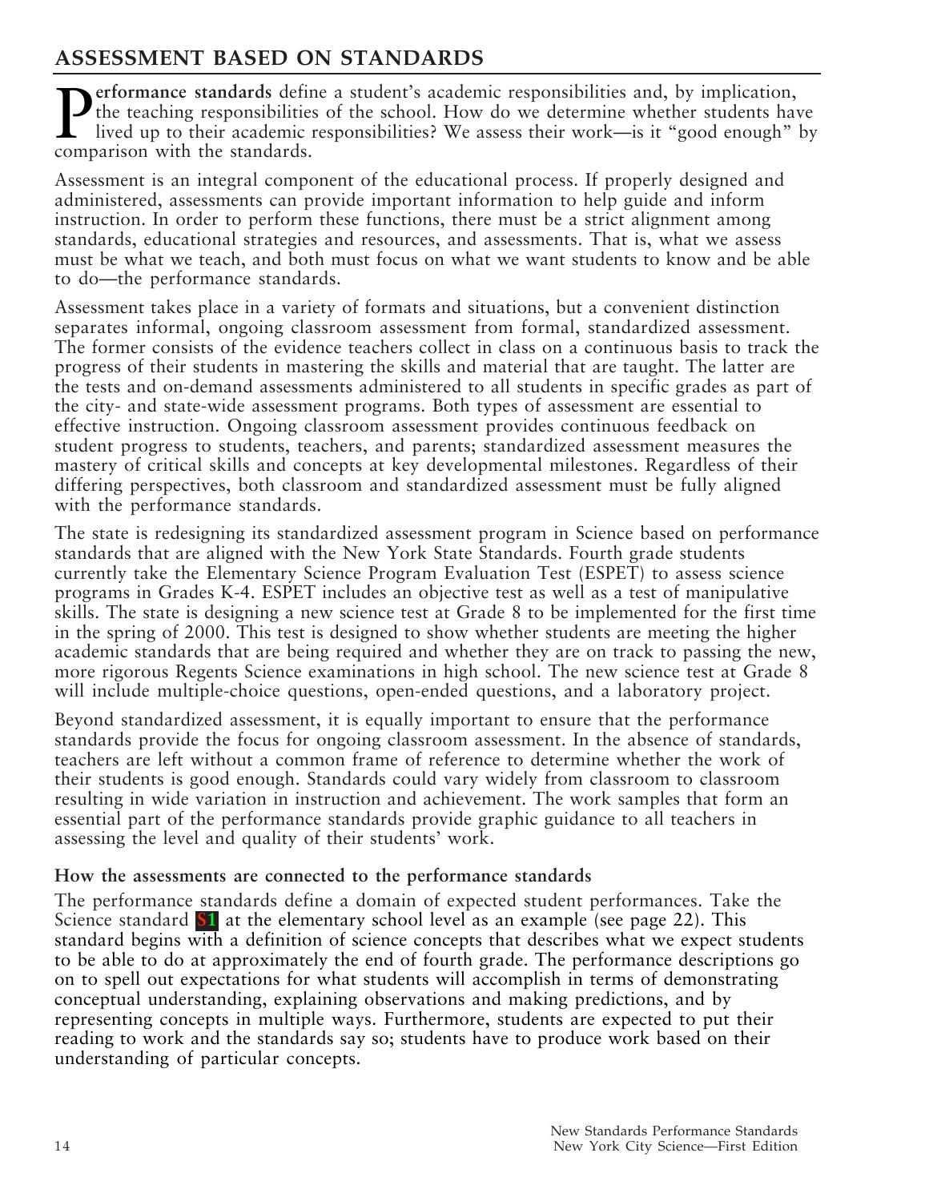## ASSESSMENT BASED ON STANDARDS

**Performance standards** define a student's academic responsibilities and, by implication, the teaching responsibilities of the school. How do we determine whether students have lived up to their academic responsibilities? We assess their work—is it "good enough" by comparison with the standards.

Assessment is an integral component of the educational process. If properly designed and administered, assessments can provide important information to help guide and inform instruction. In order to perform these functions, there must be a strict alignment among standards, educational strategies and resources, and assessments. That is, what we assess must be what we teach, and both must focus on what we want students to know and be able to do—the performance standards.

Assessment takes place in a variety of formats and situations, but a convenient distinction separates informal, ongoing classroom assessment from formal, standardized assessment. The former consists of the evidence teachers collect in class on a continuous basis to track the progress of their students in mastering the skills and material that are taught. The latter are the tests and on-demand assessments administered to all students in specific grades as part of the city- and state-wide assessment programs. Both types of assessment are essential to effective instruction. Ongoing classroom assessment provides continuous feedback on student progress to students, teachers, and parents; standardized assessment measures the mastery of critical skills and concepts at key developmental milestones. Regardless of their differing perspectives, both classroom and standardized assessment must be fully aligned with the performance standards.

The state is redesigning its standardized assessment program in Science based on performance standards that are aligned with the New York State Standards. Fourth grade students currently take the Elementary Science Program Evaluation Test (ESPET) to assess science programs in Grades K-4. ESPET includes an objective test as well as a test of manipulative skills. The state is designing a new science test at Grade 8 to be implemented for the first time in the spring of 2000. This test is designed to show whether students are meeting the higher academic standards that are being required and whether they are on track to passing the new, more rigorous Regents Science examinations in high school. The new science test at Grade 8 will include multiple-choice questions, open-ended questions, and a laboratory project.

Beyond standardized assessment, it is equally important to ensure that the performance standards provide the focus for ongoing classroom assessment. In the absence of standards, teachers are left without a common frame of reference to determine whether the work of their students is good enough. Standards could vary widely from classroom to classroom resulting in wide variation in instruction and achievement. The work samples that form an essential part of the performance standards provide graphic guidance to all teachers in assessing the level and quality of their students' work.

### How the assessments are connected to the performance standards

The performance standards define a domain of expected student performances. Take the Science standard **S1** at the elementary school level as an example (see page 22). This standard begins with a definition of science concepts that describes what we expect students to be able to do at approximately the end of fourth grade. The performance descriptions go on to spell out expectations for what students will accomplish in terms of demonstrating conceptual understanding, explaining observations and making predictions, and by representing concepts in multiple ways. Furthermore, students are expected to put their reading to work and the standards say so; students have to produce work based on their understanding of particular concepts.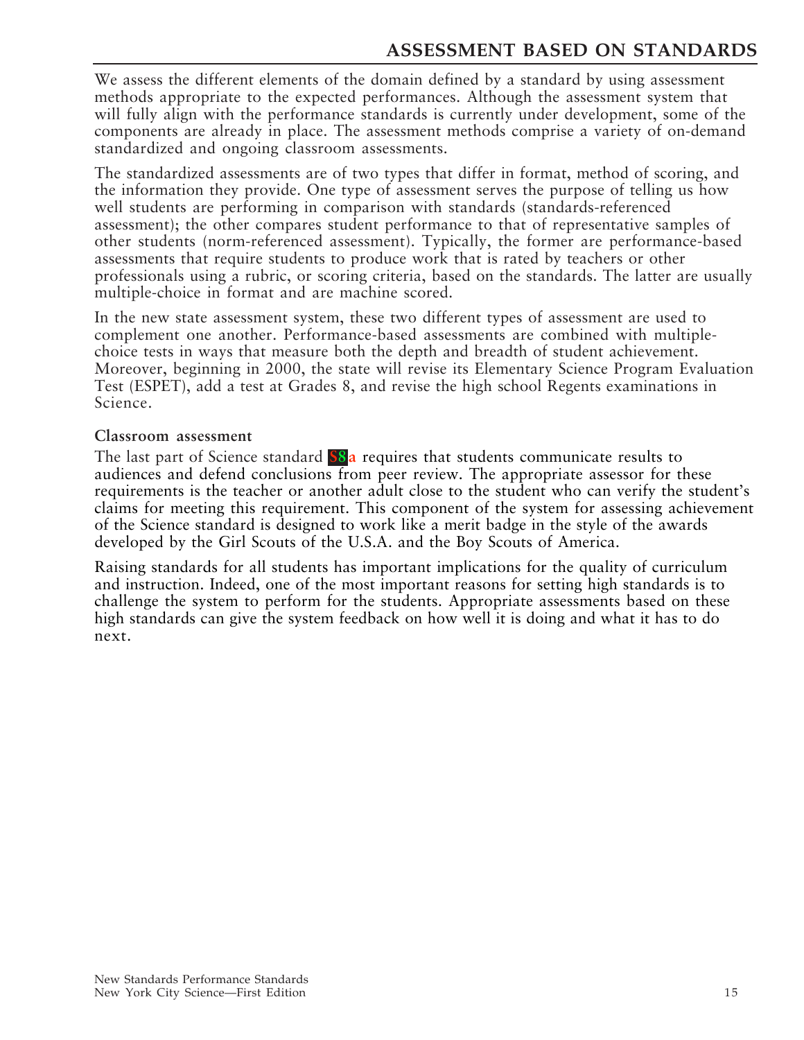# ASSESSMENT BASED ON STANDARDS

We assess the different elements of the domain defined by a standard by using assessment methods appropriate to the expected performances. Although the assessment system that will fully align with the performance standards is currently under development, some of the components are already in place. The assessment methods comprise a variety of on-demand standardized and ongoing classroom assessments.

The standardized assessments are of two types that differ in format, method of scoring, and the information they provide. One type of assessment serves the purpose of telling us how well students are performing in comparison with standards (standards-referenced assessment); the other compares student performance to that of representative samples of other students (norm-referenced assessment). Typically, the former are performance-based assessments that require students to produce work that is rated by teachers or other professionals using a rubric, or scoring criteria, based on the standards. The latter are usually multiple-choice in format and are machine scored.

In the new state assessment system, these two different types of assessment are used to complement one another. Performance-based assessments are combined with multiple-choice tests in ways that measure both the depth and breadth of student achievement. Moreover, beginning in 2000, the state will revise its Elementary Science Program Evaluation Test (ESPET), add a test at Grades 8, and revise the high school Regents examinations in Science.

### Classroom assessment

The last part of Science standard S8a requires that students communicate results to audiences and defend conclusions from peer review. The appropriate assessor for these requirements is the teacher or another adult close to the student who can verify the student's claims for meeting this requirement. This component of the system for assessing achievement of the Science standard is designed to work like a merit badge in the style of the awards developed by the Girl Scouts of the U.S.A. and the Boy Scouts of America.

Raising standards for all students has important implications for the quality of curriculum and instruction. Indeed, one of the most important reasons for setting high standards is to challenge the system to perform for the students. Appropriate assessments based on these high standards can give the system feedback on how well it is doing and what it has to do next.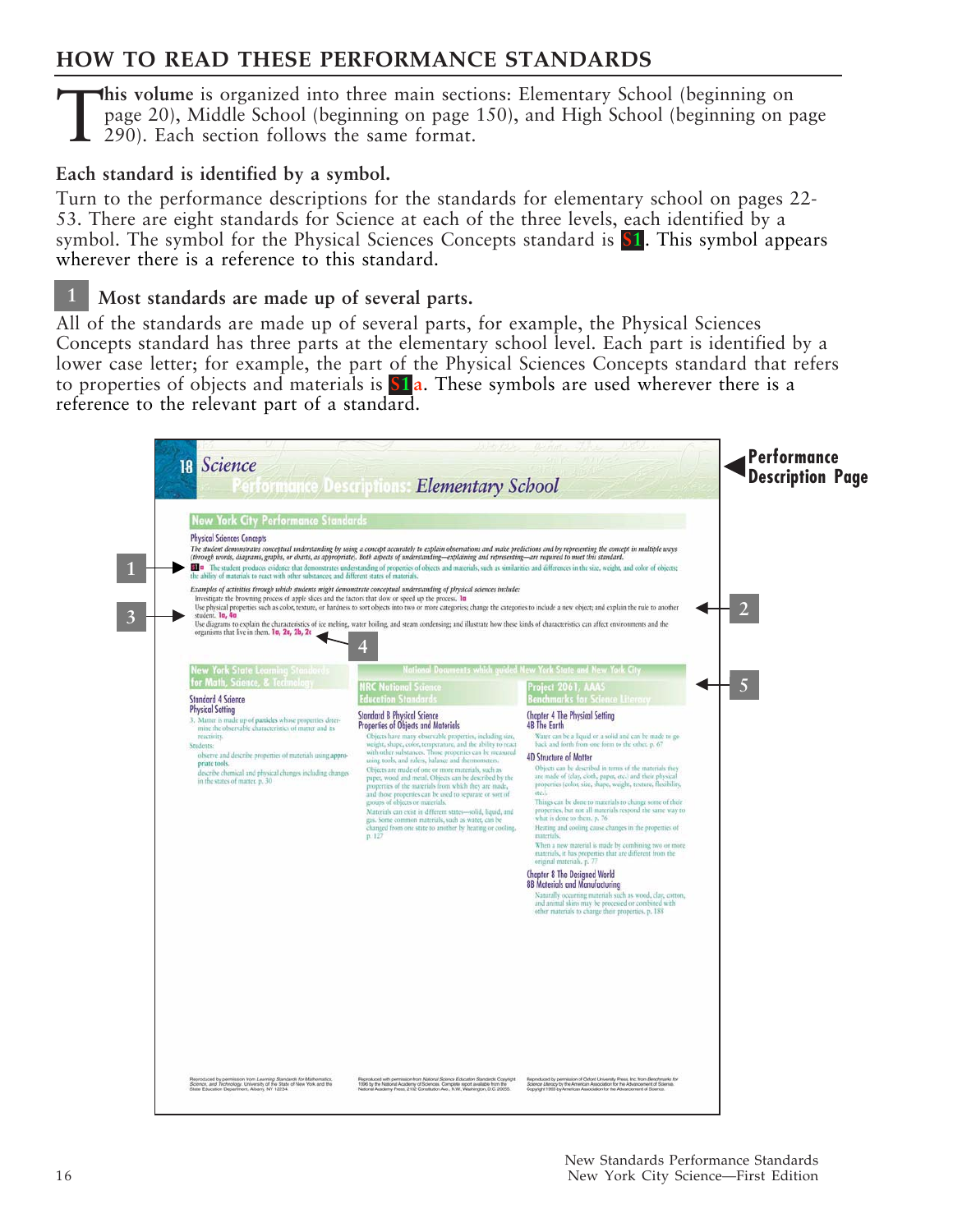## HOW TO READ THESE PERFORMANCE STANDARDS

**This volume** is organized into three main sections: Elementary School (beginning on page 20), Middle School (beginning on page 150), and High School (beginning on page 290). Each section follows the same format.

### Each standard is identified by a symbol.

Turn to the performance descriptions for the standards for elementary school on pages 22-53. There are eight standards for Science at each of the three levels, each identified by a symbol. The symbol for the Physical Sciences Concepts standard is **S1**. This symbol appears wherever there is a reference to this standard.

### 1 Most standards are made up of several parts.

All of the standards are made up of several parts, for example, the Physical Sciences Concepts standard has three parts at the elementary school level. Each part is identified by a lower case letter; for example, the part of the Physical Sciences Concepts standard that refers to properties of objects and materials is **S1a**. These symbols are used wherever there is a reference to the relevant part of a standard.

**Performance Description Page**

18 Science
Performance Descriptions: Elementary School

New York City Performance Standards

Physical Sciences Concepts

*The student demonstrates conceptual understanding by using a concept accurately to explain observations and make predictions and by representing the concept in multiple ways (through words, diagrams, graphs, or charts, as appropriate). Both aspects of understanding—explaining and representing—are required to meet this standard.*

1 → S1a The student produces evidence that demonstrates understanding of properties of objects and materials, such as similarities and differences in the size, weight, and color of objects; the ability of materials to react with other substances; and different states of materials.

*Examples of activities through which students might demonstrate conceptual understanding of physical sciences include:*

- Investigate the browning process of apple slices and the factors that slow or speed up the process. 1a
- 3 → Use physical properties such as color, texture, or hardness to sort objects into two or more categories; change the categories to include a new object; and explain the rule to another student. 1a, 4a ← 2
- Use diagrams to explain the characteristics of ice melting, water boiling, and steam condensing; and illustrate how these kinds of characteristics can affect environments and the organisms that live in them. 1a, 2a, 2b, 2c ← 4

5 →

New York State Learning Standards for Math, Science, & Technology

Standard 4 Science
Physical Setting

3. Matter is made up of particles whose properties determine the observable characteristics of matter and its reactivity.

Students:
- observe and describe properties of materials using appropriate tools.
- describe chemical and physical changes including changes in the states of matter. p. 30

National Documents which guided New York State and New York City

NRC National Science Education Standards

Standard B Physical Science
Properties of Objects and Materials

Objects have many observable properties, including size, weight, shape, color, temperature, and the ability to react with other substances. Those properties can be measured using tools, and rulers, balance and thermometers.

Objects are made of one or more materials, such as paper, wood and metal. Objects can be described by the properties of the materials from which they are made, and those properties can be used to separate or sort of groups of objects or materials.

Materials can exist in different states—solid, liquid, and gas. Some common materials, such as water, can be changed from one state to another by heating or cooling. p. 127

Project 2061, AAAS Benchmarks for Science Literacy

Chapter 4 The Physical Setting
4B The Earth

Water can be a liquid or a solid and can be made to go back and forth from one form to the other. p. 67

4D Structure of Matter

Objects can be described in terms of the materials they are made of (clay, cloth, paper, etc.) and their physical properties (color, size, shape, weight, texture, flexibility, etc.).

Things can be done to materials to change some of their properties, but not all materials respond the same way to what is done to them. p. 76

Heating and cooling cause changes in the properties of materials.

When a new material is made by combining two or more materials, it has properties that are different from the original materials. p. 77

Chapter 8 The Designed World
8B Materials and Manufacturing

Naturally occurring materials such as wood, clay, cotton, and animal skins may be processed or combined with other materials to change their properties. p. 188

Reproduced by permission from *Learning Standards for Mathematics, Science, and Technology*. University of the State of New York and the State Education Department, Albany, NY 12234.

Reproduced with permission from *National Science Education Standards* Copyright 1996 by the National Academy of Sciences. Complete report available from the National Academy Press, 2102 Constitution Ave., N.W., Washington, D.C. 20055.

Reproduced by permission of Oxford University Press, Inc. from *Benchmarks for Science Literacy* by the American Association for the Advancement of Science. Copyright 1993 by American Association for the Advancement of Science.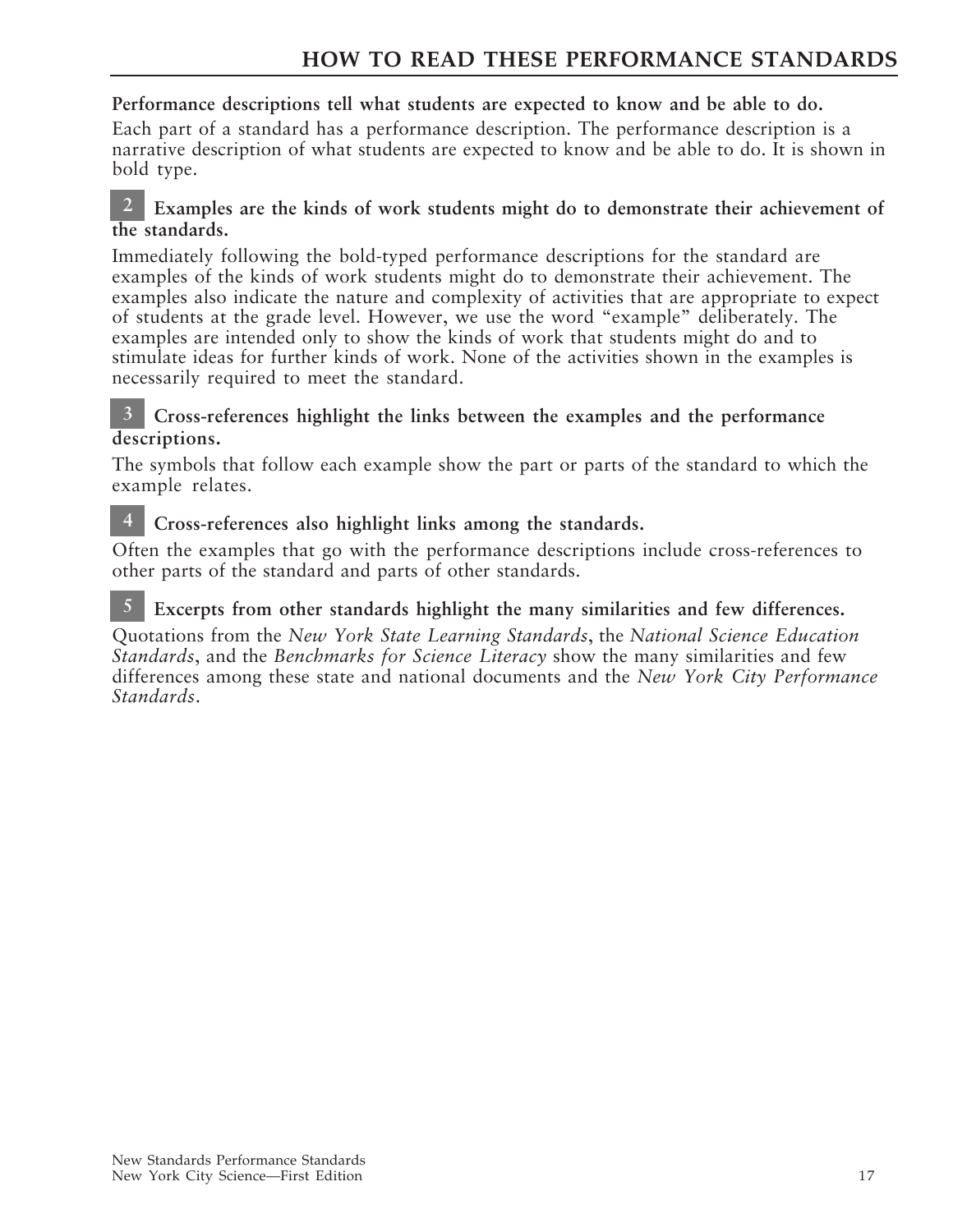## HOW TO READ THESE PERFORMANCE STANDARDS

**Performance descriptions tell what students are expected to know and be able to do.**

Each part of a standard has a performance description. The performance description is a narrative description of what students are expected to know and be able to do. It is shown in bold type.

**2 Examples are the kinds of work students might do to demonstrate their achievement of the standards.**

Immediately following the bold-typed performance descriptions for the standard are examples of the kinds of work students might do to demonstrate their achievement. The examples also indicate the nature and complexity of activities that are appropriate to expect of students at the grade level. However, we use the word "example" deliberately. The examples are intended only to show the kinds of work that students might do and to stimulate ideas for further kinds of work. None of the activities shown in the examples is necessarily required to meet the standard.

**3 Cross-references highlight the links between the examples and the performance descriptions.**

The symbols that follow each example show the part or parts of the standard to which the example relates.

**4 Cross-references also highlight links among the standards.**

Often the examples that go with the performance descriptions include cross-references to other parts of the standard and parts of other standards.

**5 Excerpts from other standards highlight the many similarities and few differences.**

Quotations from the *New York State Learning Standards*, the *National Science Education Standards*, and the *Benchmarks for Science Literacy* show the many similarities and few differences among these state and national documents and the *New York City Performance Standards*.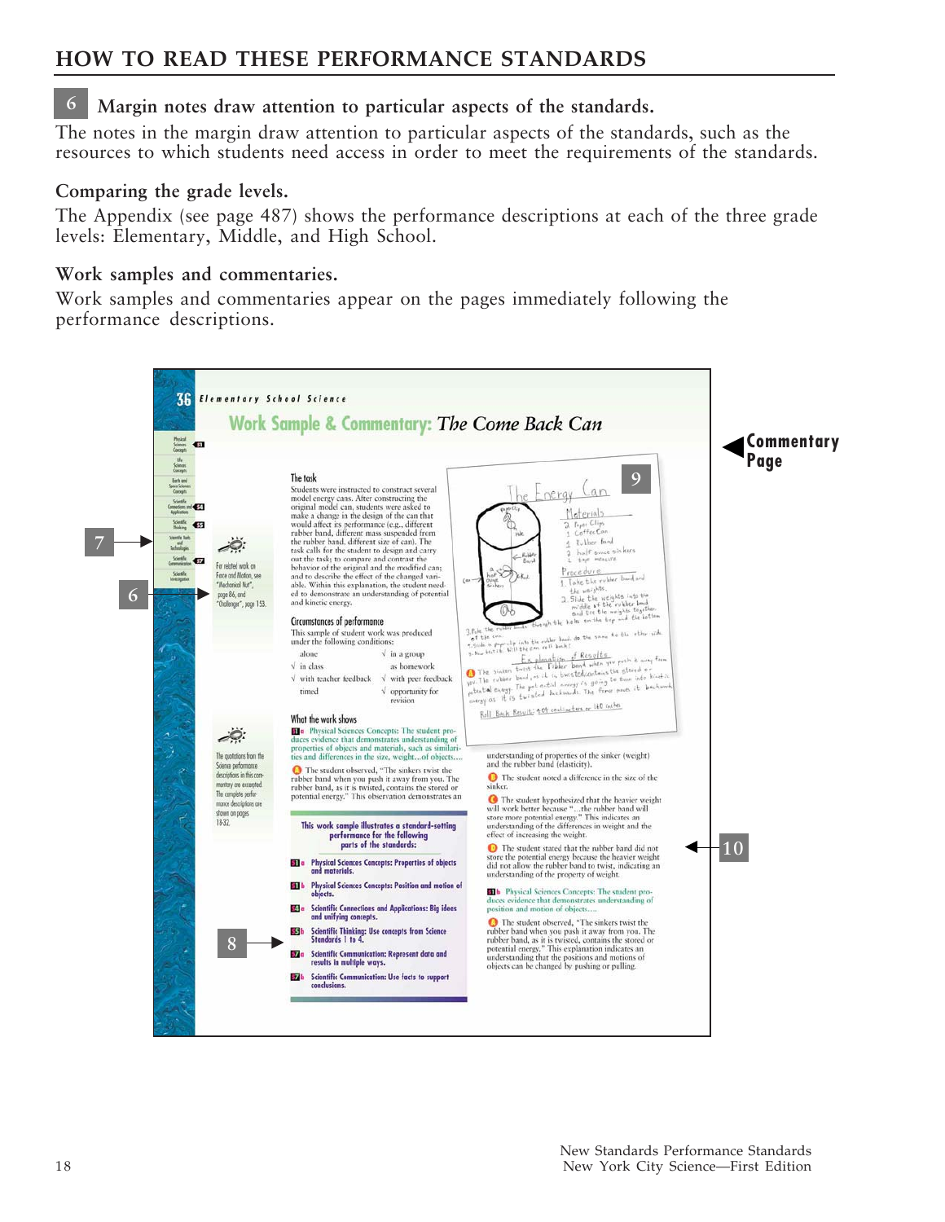## HOW TO READ THESE PERFORMANCE STANDARDS

### 6 Margin notes draw attention to particular aspects of the standards.

The notes in the margin draw attention to particular aspects of the standards, such as the resources to which students need access in order to meet the requirements of the standards.

**Comparing the grade levels.**

The Appendix (see page 487) shows the performance descriptions at each of the three grade levels: Elementary, Middle, and High School.

**Work samples and commentaries.**

Work samples and commentaries appear on the pages immediately following the performance descriptions.

**Commentary Page**

36 Elementary School Science

**Work Sample & Commentary: *The Come Back Can***

**The task**

Students were instructed to construct several model energy cans. After constructing the original model can, students were asked to make a change in the design of the can that would affect its performance (e.g., different rubber band, different mass suspended from the rubber band, different size of can). The task calls for the student to design and carry out the task; to compare and contrast the behavior of the original and the modified can; and to describe the effect of the changed variable. Within this explanation, the student needed to demonstrate an understanding of potential and kinetic energy.

**Circumstances of performance**

This sample of student work was produced under the following conditions:

| | |
|---|---|
| alone | √ in a group |
| √ in class | as homework |
| √ with teacher feedback | √ with peer feedback |
| timed | √ opportunity for revision |

For related work on Force and Motion, see "Mechanical Nut", page 86, and "Challenge", page 153.

**What the work shows**

S1a Physical Sciences Concepts: The student produces evidence that demonstrates understanding of properties of objects and materials, such as similarities and differences in the size, weight...of objects....

A The student observed, "The sinkers twist the rubber band when you push it away from you. The rubber band, as it is twisted, contains the stored or potential energy." This observation demonstrates an understanding of properties of the sinker (weight) and the rubber band (elasticity).

B The student noted a difference in the size of the sinker.

C The student hypothesized that the heavier weight will work better because "...the rubber band will store more potential energy." This indicates an understanding of the differences in weight and the effect of increasing the weight.

D The student stated that the rubber band did not store the potential energy because the heavier weight did not allow the rubber band to twist, indicating an understanding of the property of weight.

S1b Physical Sciences Concepts: The student produces evidence that demonstrates understanding of position and motion of objects....

A The student observed, "The sinkers twist the rubber band when you push it away from you. The rubber band, as it is twisted, contains the stored or potential energy." This explanation indicates an understanding that the positions and motions of objects can be changed by pushing or pulling.

The quotations from the Science performance descriptions in this commentary are excerpted. The complete performance descriptions are shown on pages 18-32.

**This work sample illustrates a standard-setting performance for the following parts of the standards:**

- S1a Physical Sciences Concepts: Properties of objects and materials.
- S1b Physical Sciences Concepts: Position and motion of objects.
- S4a Scientific Connections and Applications: Big ideas and unifying concepts.
- S5b Scientific Thinking: Use concepts from Science Standards 1 to 4.
- S7a Scientific Communication: Represent data and results in multiple ways.
- S7b Scientific Communication: Use facts to support conclusions.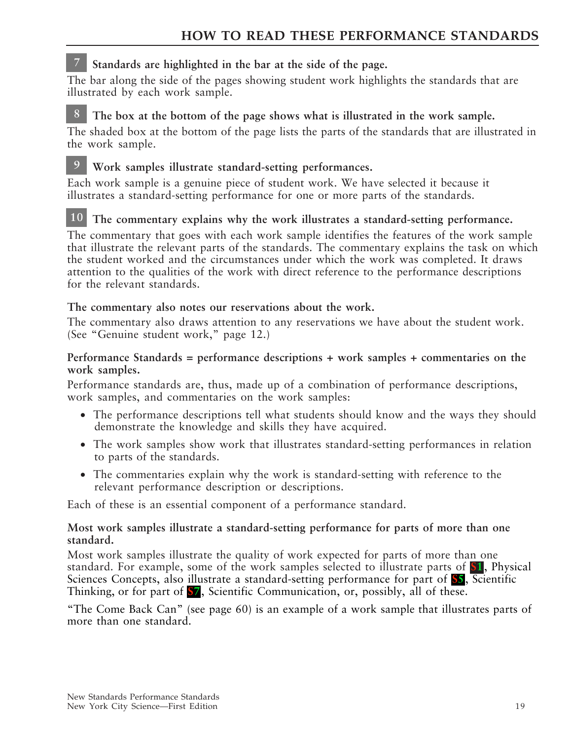## HOW TO READ THESE PERFORMANCE STANDARDS

### 7 Standards are highlighted in the bar at the side of the page.

The bar along the side of the pages showing student work highlights the standards that are illustrated by each work sample.

### 8 The box at the bottom of the page shows what is illustrated in the work sample.

The shaded box at the bottom of the page lists the parts of the standards that are illustrated in the work sample.

### 9 Work samples illustrate standard-setting performances.

Each work sample is a genuine piece of student work. We have selected it because it illustrates a standard-setting performance for one or more parts of the standards.

### 10 The commentary explains why the work illustrates a standard-setting performance.

The commentary that goes with each work sample identifies the features of the work sample that illustrate the relevant parts of the standards. The commentary explains the task on which the student worked and the circumstances under which the work was completed. It draws attention to the qualities of the work with direct reference to the performance descriptions for the relevant standards.

**The commentary also notes our reservations about the work.**

The commentary also draws attention to any reservations we have about the student work. (See "Genuine student work," page 12.)

**Performance Standards = performance descriptions + work samples + commentaries on the work samples.**

Performance standards are, thus, made up of a combination of performance descriptions, work samples, and commentaries on the work samples:

- The performance descriptions tell what students should know and the ways they should demonstrate the knowledge and skills they have acquired.
- The work samples show work that illustrates standard-setting performances in relation to parts of the standards.
- The commentaries explain why the work is standard-setting with reference to the relevant performance description or descriptions.

Each of these is an essential component of a performance standard.

**Most work samples illustrate a standard-setting performance for parts of more than one standard.**

Most work samples illustrate the quality of work expected for parts of more than one standard. For example, some of the work samples selected to illustrate parts of **S1**, Physical Sciences Concepts, also illustrate a standard-setting performance for part of **S5**, Scientific Thinking, or for part of **S7**, Scientific Communication, or, possibly, all of these.

"The Come Back Can" (see page 60) is an example of a work sample that illustrates parts of more than one standard.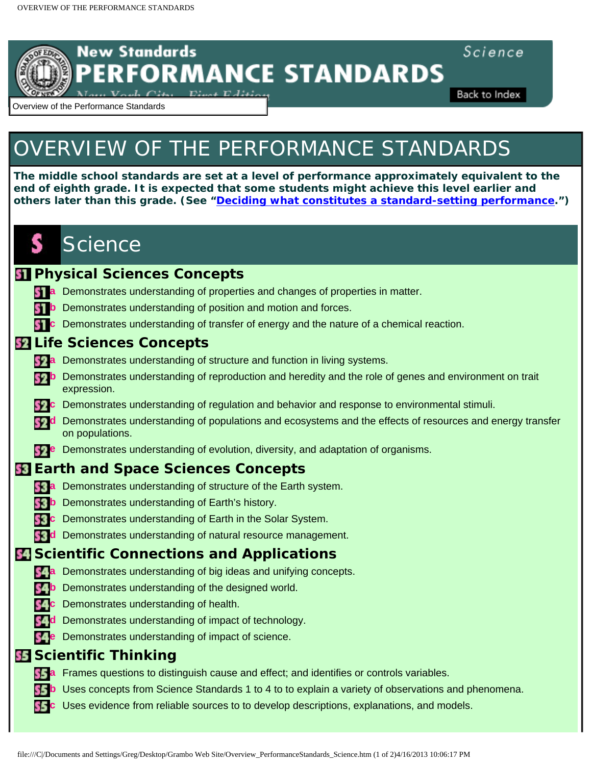# OVERVIEW OF THE PERFORMANCE STANDARDS

**The middle school standards are set at a level of performance approximately equivalent to the end of eighth grade. It is expected that some students might achieve this level earlier and others later than this grade. (See "Deciding what constitutes a standard-setting performance.")**

## S Science

### S1 Physical Sciences Concepts

- **S1a** Demonstrates understanding of properties and changes of properties in matter.
- **S1b** Demonstrates understanding of position and motion and forces.
- **S1c** Demonstrates understanding of transfer of energy and the nature of a chemical reaction.

### S2 Life Sciences Concepts

- **S2a** Demonstrates understanding of structure and function in living systems.
- **S2b** Demonstrates understanding of reproduction and heredity and the role of genes and environment on trait expression.
- **S2c** Demonstrates understanding of regulation and behavior and response to environmental stimuli.
- **S2d** Demonstrates understanding of populations and ecosystems and the effects of resources and energy transfer on populations.
- **S2e** Demonstrates understanding of evolution, diversity, and adaptation of organisms.

### S3 Earth and Space Sciences Concepts

- **S3a** Demonstrates understanding of structure of the Earth system.
- **S3b** Demonstrates understanding of Earth's history.
- **S3c** Demonstrates understanding of Earth in the Solar System.
- **S3d** Demonstrates understanding of natural resource management.

### S4 Scientific Connections and Applications

- **S4a** Demonstrates understanding of big ideas and unifying concepts.
- **S4b** Demonstrates understanding of the designed world.
- **S4c** Demonstrates understanding of health.
- **S4d** Demonstrates understanding of impact of technology.
- **S4e** Demonstrates understanding of impact of science.

### S5 Scientific Thinking

- **S5a** Frames questions to distinguish cause and effect; and identifies or controls variables.
- **S5b** Uses concepts from Science Standards 1 to 4 to to explain a variety of observations and phenomena.
- **S5c** Uses evidence from reliable sources to to develop descriptions, explanations, and models.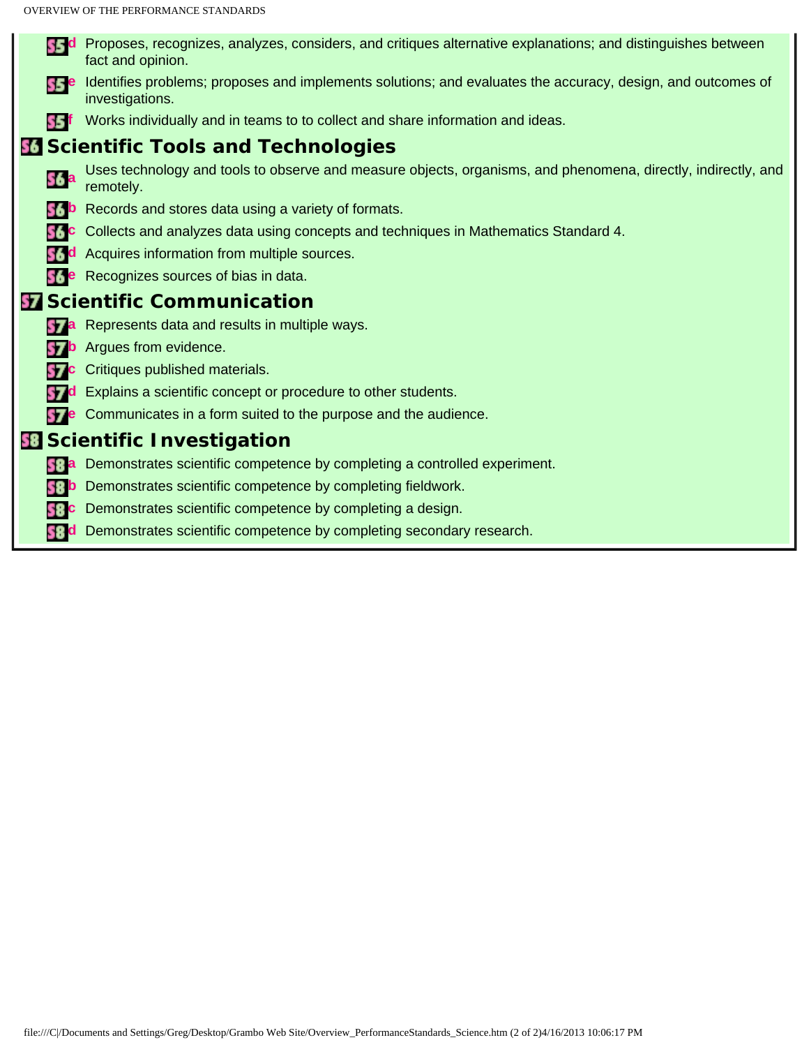- **S5d** Proposes, recognizes, analyzes, considers, and critiques alternative explanations; and distinguishes between fact and opinion.
- **S5e** Identifies problems; proposes and implements solutions; and evaluates the accuracy, design, and outcomes of investigations.
- **S5f** Works individually and in teams to to collect and share information and ideas.

## S6 Scientific Tools and Technologies

- **S6a** Uses technology and tools to observe and measure objects, organisms, and phenomena, directly, indirectly, and remotely.
- **S6b** Records and stores data using a variety of formats.
- **S6c** Collects and analyzes data using concepts and techniques in Mathematics Standard 4.
- **S6d** Acquires information from multiple sources.
- **S6e** Recognizes sources of bias in data.

## S7 Scientific Communication

- **S7a** Represents data and results in multiple ways.
- **S7b** Argues from evidence.
- **S7c** Critiques published materials.
- **S7d** Explains a scientific concept or procedure to other students.
- **S7e** Communicates in a form suited to the purpose and the audience.

## S8 Scientific Investigation

- **S8a** Demonstrates scientific competence by completing a controlled experiment.
- **S8b** Demonstrates scientific competence by completing fieldwork.
- **S8c** Demonstrates scientific competence by completing a design.
- **S8d** Demonstrates scientific competence by completing secondary research.